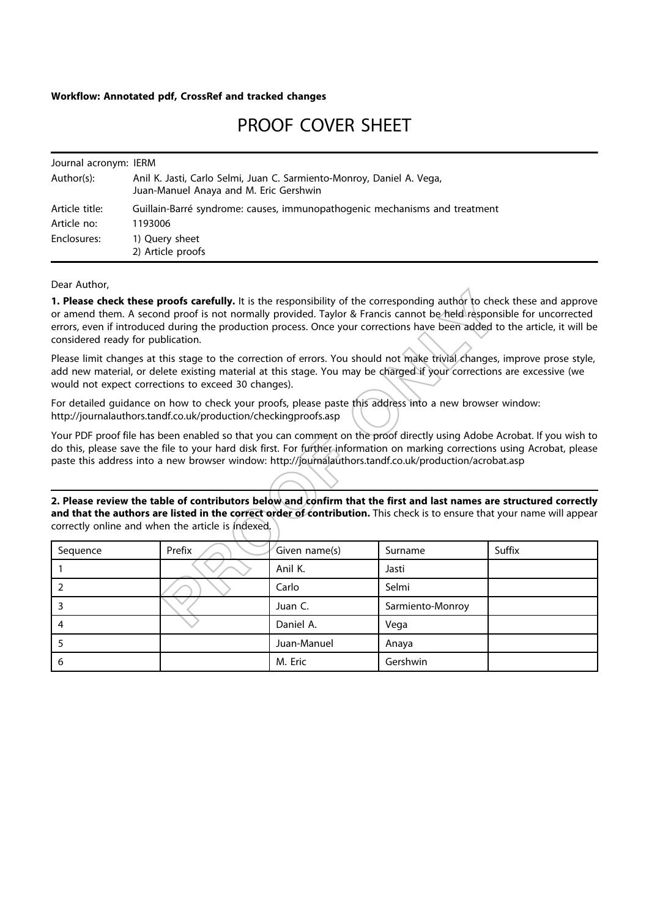**Workflow: Annotated pdf, CrossRef and tracked changes**

# PROOF COVER SHEET

| | |
|---|---|
| Journal acronym: | IERM |
| Author(s): | Anil K. Jasti, Carlo Selmi, Juan C. Sarmiento-Monroy, Daniel A. Vega, Juan-Manuel Anaya and M. Eric Gershwin |
| Article title: | Guillain-Barré syndrome: causes, immunopathogenic mechanisms and treatment |
| Article no: | 1193006 |
| Enclosures: | 1) Query sheet<br>2) Article proofs |

Dear Author,

**1. Please check these proofs carefully.** It is the responsibility of the corresponding author to check these and approve or amend them. A second proof is not normally provided. Taylor & Francis cannot be held responsible for uncorrected errors, even if introduced during the production process. Once your corrections have been added to the article, it will be considered ready for publication.

Please limit changes at this stage to the correction of errors. You should not make trivial changes, improve prose style, add new material, or delete existing material at this stage. You may be charged if your corrections are excessive (we would not expect corrections to exceed 30 changes).

For detailed guidance on how to check your proofs, please paste this address into a new browser window: http://journalauthors.tandf.co.uk/production/checkingproofs.asp

Your PDF proof file has been enabled so that you can comment on the proof directly using Adobe Acrobat. If you wish to do this, please save the file to your hard disk first. For further information on marking corrections using Acrobat, please paste this address into a new browser window: http://journalauthors.tandf.co.uk/production/acrobat.asp

**2. Please review the table of contributors below and confirm that the first and last names are structured correctly and that the authors are listed in the correct order of contribution.** This check is to ensure that your name will appear correctly online and when the article is indexed.

| Sequence | Prefix | Given name(s) | Surname | Suffix |
|---|---|---|---|---|
| 1 | | Anil K. | Jasti | |
| 2 | | Carlo | Selmi | |
| 3 | | Juan C. | Sarmiento-Monroy | |
| 4 | | Daniel A. | Vega | |
| 5 | | Juan-Manuel | Anaya | |
| 6 | | M. Eric | Gershwin | |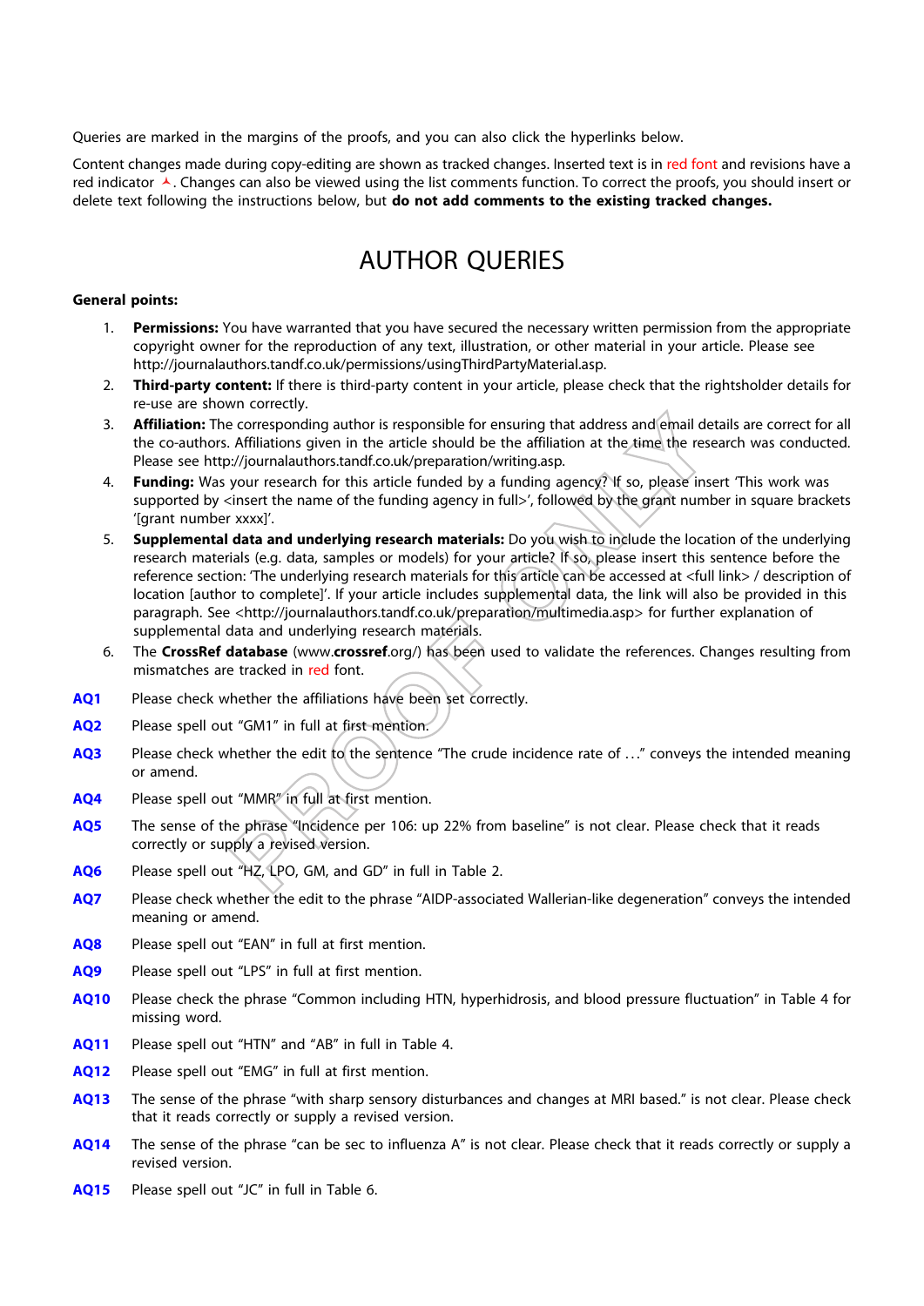Queries are marked in the margins of the proofs, and you can also click the hyperlinks below.

Content changes made during copy-editing are shown as tracked changes. Inserted text is in red font and revisions have a red indicator ⅄. Changes can also be viewed using the list comments function. To correct the proofs, you should insert or delete text following the instructions below, but **do not add comments to the existing tracked changes.**

# AUTHOR QUERIES

**General points:**

1. **Permissions:** You have warranted that you have secured the necessary written permission from the appropriate copyright owner for the reproduction of any text, illustration, or other material in your article. Please see http://journalauthors.tandf.co.uk/permissions/usingThirdPartyMaterial.asp.
2. **Third-party content:** If there is third-party content in your article, please check that the rightsholder details for re-use are shown correctly.
3. **Affiliation:** The corresponding author is responsible for ensuring that address and email details are correct for all the co-authors. Affiliations given in the article should be the affiliation at the time the research was conducted. Please see http://journalauthors.tandf.co.uk/preparation/writing.asp.
4. **Funding:** Was your research for this article funded by a funding agency? If so, please insert 'This work was supported by <insert the name of the funding agency in full>', followed by the grant number in square brackets '[grant number xxxx]'.
5. **Supplemental data and underlying research materials:** Do you wish to include the location of the underlying research materials (e.g. data, samples or models) for your article? If so, please insert this sentence before the reference section: 'The underlying research materials for this article can be accessed at <full link> / description of location [author to complete]'. If your article includes supplemental data, the link will also be provided in this paragraph. See <http://journalauthors.tandf.co.uk/preparation/multimedia.asp> for further explanation of supplemental data and underlying research materials.
6. The **CrossRef database** (www.**crossref**.org/) has been used to validate the references. Changes resulting from mismatches are tracked in red font.

**AQ1** Please check whether the affiliations have been set correctly.

**AQ2** Please spell out "GM1" in full at first mention.

**AQ3** Please check whether the edit to the sentence "The crude incidence rate of …" conveys the intended meaning or amend.

**AQ4** Please spell out "MMR" in full at first mention.

**AQ5** The sense of the phrase "Incidence per 106: up 22% from baseline" is not clear. Please check that it reads correctly or supply a revised version.

**AQ6** Please spell out "HZ, LPO, GM, and GD" in full in Table 2.

**AQ7** Please check whether the edit to the phrase "AIDP-associated Wallerian-like degeneration" conveys the intended meaning or amend.

**AQ8** Please spell out "EAN" in full at first mention.

**AQ9** Please spell out "LPS" in full at first mention.

**AQ10** Please check the phrase "Common including HTN, hyperhidrosis, and blood pressure fluctuation" in Table 4 for missing word.

**AQ11** Please spell out "HTN" and "AB" in full in Table 4.

**AQ12** Please spell out "EMG" in full at first mention.

**AQ13** The sense of the phrase "with sharp sensory disturbances and changes at MRI based." is not clear. Please check that it reads correctly or supply a revised version.

**AQ14** The sense of the phrase "can be sec to influenza A" is not clear. Please check that it reads correctly or supply a revised version.

**AQ15** Please spell out "JC" in full in Table 6.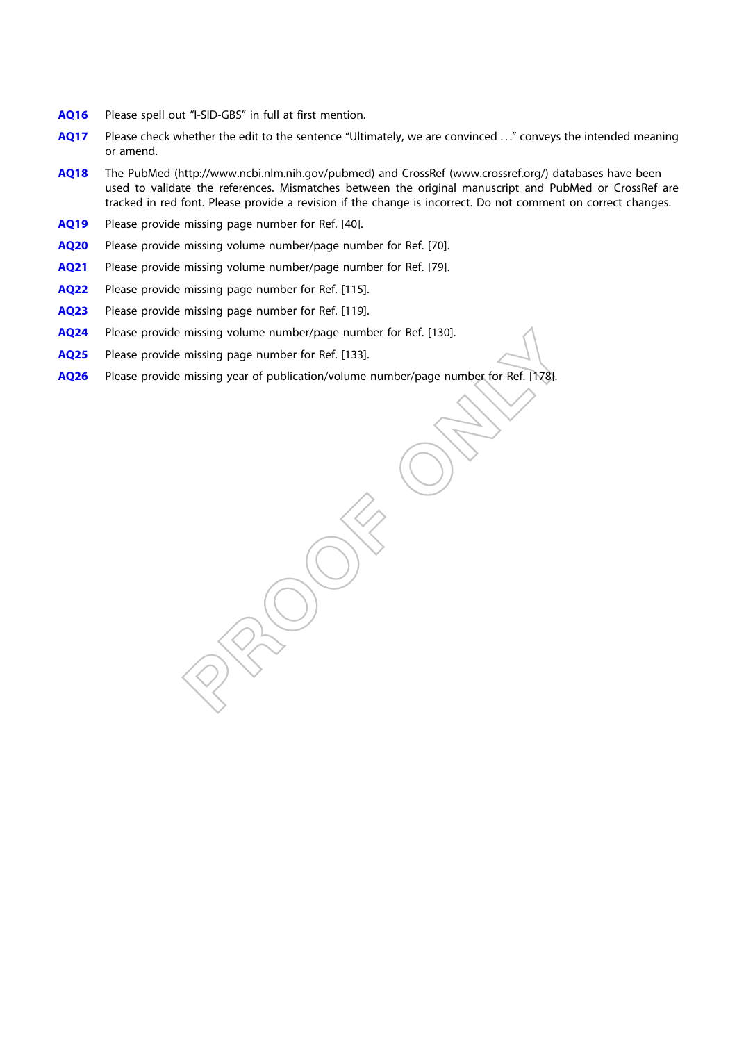**AQ16** Please spell out “I-SID-GBS” in full at first mention.

**AQ17** Please check whether the edit to the sentence “Ultimately, we are convinced . . .” conveys the intended meaning or amend.

**AQ18** The PubMed (http://www.ncbi.nlm.nih.gov/pubmed) and CrossRef (www.crossref.org/) databases have been used to validate the references. Mismatches between the original manuscript and PubMed or CrossRef are tracked in red font. Please provide a revision if the change is incorrect. Do not comment on correct changes.

**AQ19** Please provide missing page number for Ref. [40].

**AQ20** Please provide missing volume number/page number for Ref. [70].

**AQ21** Please provide missing volume number/page number for Ref. [79].

**AQ22** Please provide missing page number for Ref. [115].

**AQ23** Please provide missing page number for Ref. [119].

**AQ24** Please provide missing volume number/page number for Ref. [130].

**AQ25** Please provide missing page number for Ref. [133].

**AQ26** Please provide missing year of publication/volume number/page number for Ref. [178].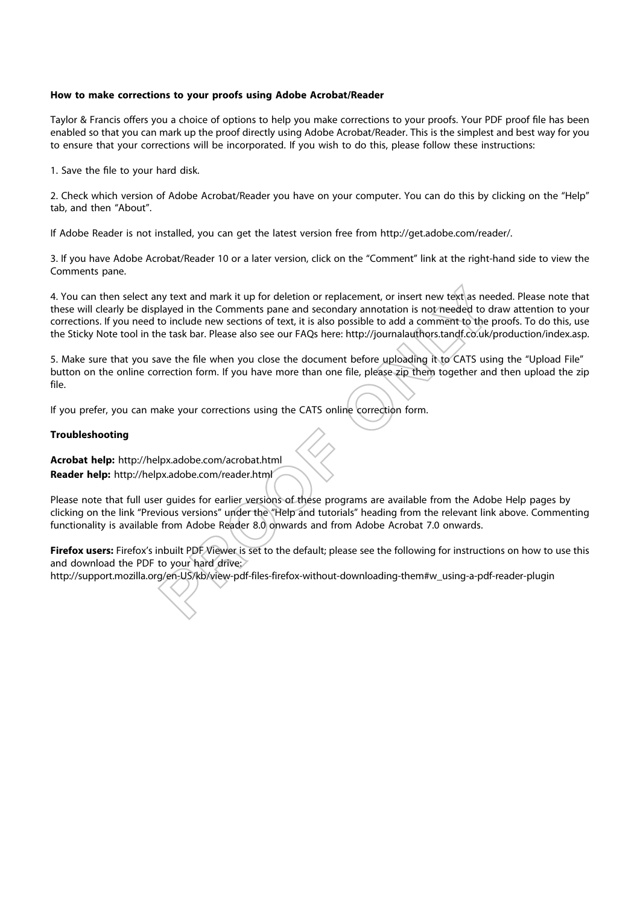**How to make corrections to your proofs using Adobe Acrobat/Reader**

Taylor & Francis offers you a choice of options to help you make corrections to your proofs. Your PDF proof file has been enabled so that you can mark up the proof directly using Adobe Acrobat/Reader. This is the simplest and best way for you to ensure that your corrections will be incorporated. If you wish to do this, please follow these instructions:

1. Save the file to your hard disk.

2. Check which version of Adobe Acrobat/Reader you have on your computer. You can do this by clicking on the "Help" tab, and then "About".

If Adobe Reader is not installed, you can get the latest version free from http://get.adobe.com/reader/.

3. If you have Adobe Acrobat/Reader 10 or a later version, click on the "Comment" link at the right-hand side to view the Comments pane.

4. You can then select any text and mark it up for deletion or replacement, or insert new text as needed. Please note that these will clearly be displayed in the Comments pane and secondary annotation is not needed to draw attention to your corrections. If you need to include new sections of text, it is also possible to add a comment to the proofs. To do this, use the Sticky Note tool in the task bar. Please also see our FAQs here: http://journalauthors.tandf.co.uk/production/index.asp.

5. Make sure that you save the file when you close the document before uploading it to CATS using the "Upload File" button on the online correction form. If you have more than one file, please zip them together and then upload the zip file.

If you prefer, you can make your corrections using the CATS online correction form.

**Troubleshooting**

**Acrobat help:** http://helpx.adobe.com/acrobat.html
**Reader help:** http://helpx.adobe.com/reader.html

Please note that full user guides for earlier versions of these programs are available from the Adobe Help pages by clicking on the link "Previous versions" under the "Help and tutorials" heading from the relevant link above. Commenting functionality is available from Adobe Reader 8.0 onwards and from Adobe Acrobat 7.0 onwards.

**Firefox users:** Firefox's inbuilt PDF Viewer is set to the default; please see the following for instructions on how to use this and download the PDF to your hard drive:
http://support.mozilla.org/en-US/kb/view-pdf-files-firefox-without-downloading-them#w_using-a-pdf-reader-plugin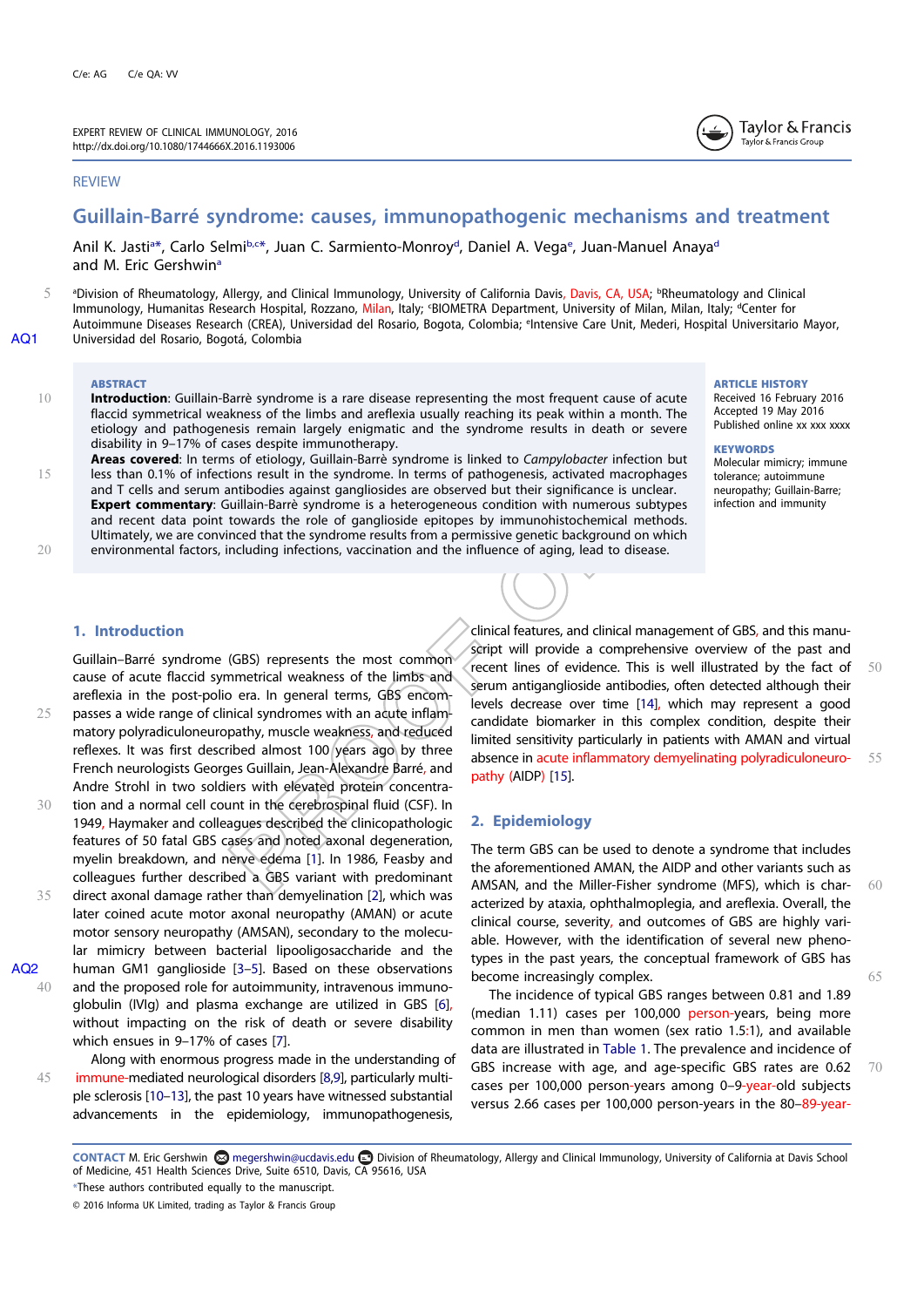REVIEW

# Guillain-Barré syndrome: causes, immunopathogenic mechanisms and treatment

Anil K. Jasti[a*], Carlo Selmi[b,c*], Juan C. Sarmiento-Monroy[d], Daniel A. Vega[e], Juan-Manuel Anaya[d] and M. Eric Gershwin[a]

[a]Division of Rheumatology, Allergy, and Clinical Immunology, University of California Davis, Davis, CA, USA; [b]Rheumatology and Clinical Immunology, Humanitas Research Hospital, Rozzano, Milan, Italy; [c]BIOMETRA Department, University of Milan, Milan, Italy; [d]Center for Autoimmune Diseases Research (CREA), Universidad del Rosario, Bogota, Colombia; [e]Intensive Care Unit, Mederi, Hospital Universitario Mayor, Universidad del Rosario, Bogotá, Colombia

**ABSTRACT**

**Introduction**: Guillain-Barrè syndrome is a rare disease representing the most frequent cause of acute flaccid symmetrical weakness of the limbs and areflexia usually reaching its peak within a month. The etiology and pathogenesis remain largely enigmatic and the syndrome results in death or severe disability in 9–17% of cases despite immunotherapy.

**Areas covered**: In terms of etiology, Guillain-Barrè syndrome is linked to *Campylobacter* infection but less than 0.1% of infections result in the syndrome. In terms of pathogenesis, activated macrophages and T cells and serum antibodies against gangliosides are observed but their significance is unclear.

**Expert commentary**: Guillain-Barrè syndrome is a heterogeneous condition with numerous subtypes and recent data point towards the role of ganglioside epitopes by immunohistochemical methods. Ultimately, we are convinced that the syndrome results from a permissive genetic background on which environmental factors, including infections, vaccination and the influence of aging, lead to disease.

**ARTICLE HISTORY**
Received 16 February 2016
Accepted 19 May 2016
Published online xx xxx xxxx

**KEYWORDS**
Molecular mimicry; immune tolerance; autoimmune neuropathy; Guillain-Barre; infection and immunity

## 1. Introduction

Guillain–Barré syndrome (GBS) represents the most common cause of acute flaccid symmetrical weakness of the limbs and areflexia in the post-polio era. In general terms, GBS encompasses a wide range of clinical syndromes with an acute inflammatory polyradiculoneuropathy, muscle weakness, and reduced reflexes. It was first described almost 100 years ago by three French neurologists Georges Guillain, Jean-Alexandre Barré, and Andre Strohl in two soldiers with elevated protein concentration and a normal cell count in the cerebrospinal fluid (CSF). In 1949, Haymaker and colleagues described the clinicopathologic features of 50 fatal GBS cases and noted axonal degeneration, myelin breakdown, and nerve edema [1]. In 1986, Feasby and colleagues further described a GBS variant with predominant direct axonal damage rather than demyelination [2], which was later coined acute motor axonal neuropathy (AMAN) or acute motor sensory neuropathy (AMSAN), secondary to the molecular mimicry between bacterial lipooligosaccharide and the human GM1 ganglioside [3–5]. Based on these observations and the proposed role for autoimmunity, intravenous immunoglobulin (IVIg) and plasma exchange are utilized in GBS [6], without impacting on the risk of death or severe disability which ensues in 9–17% of cases [7].

Along with enormous progress made in the understanding of immune-mediated neurological disorders [8,9], particularly multiple sclerosis [10–13], the past 10 years have witnessed substantial advancements in the epidemiology, immunopathogenesis, clinical features, and clinical management of GBS, and this manuscript will provide a comprehensive overview of the past and recent lines of evidence. This is well illustrated by the fact of serum antiganglioside antibodies, often detected although their levels decrease over time [14], which may represent a good candidate biomarker in this complex condition, despite their limited sensitivity particularly in patients with AMAN and virtual absence in acute inflammatory demyelinating polyradiculoneuropathy (AIDP) [15].

## 2. Epidemiology

The term GBS can be used to denote a syndrome that includes the aforementioned AMAN, the AIDP and other variants such as AMSAN, and the Miller-Fisher syndrome (MFS), which is characterized by ataxia, ophthalmoplegia, and areflexia. Overall, the clinical course, severity, and outcomes of GBS are highly variable. However, with the identification of several new phenotypes in the past years, the conceptual framework of GBS has become increasingly complex.

The incidence of typical GBS ranges between 0.81 and 1.89 (median 1.11) cases per 100,000 person-years, being more common in men than women (sex ratio 1.5:1), and available data are illustrated in Table 1. The prevalence and incidence of GBS increase with age, and age-specific GBS rates are 0.62 cases per 100,000 person-years among 0–9-year-old subjects versus 2.66 cases per 100,000 person-years in the 80–89-year-

**CONTACT** M. Eric Gershwin megershwin@ucdavis.edu Division of Rheumatology, Allergy and Clinical Immunology, University of California at Davis School of Medicine, 451 Health Sciences Drive, Suite 6510, Davis, CA 95616, USA

*These authors contributed equally to the manuscript.

© 2016 Informa UK Limited, trading as Taylor & Francis Group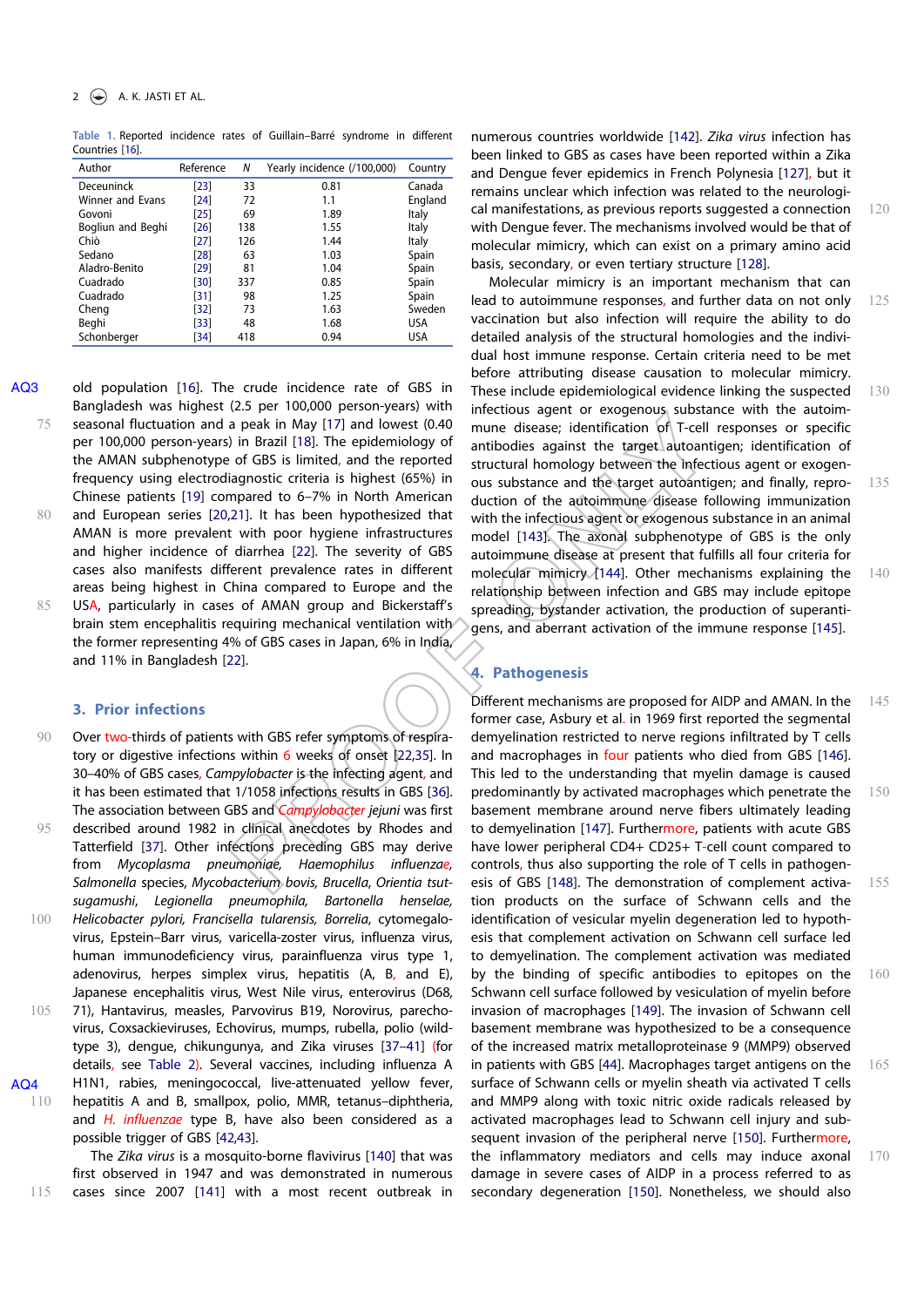Table 1. Reported incidence rates of Guillain–Barré syndrome in different Countries [16].

| Author | Reference | N | Yearly incidence (/100,000) | Country |
|---|---|---|---|---|
| Deceuninck | [23] | 33 | 0.81 | Canada |
| Winner and Evans | [24] | 72 | 1.1 | England |
| Govoni | [25] | 69 | 1.89 | Italy |
| Bogliun and Beghi | [26] | 138 | 1.55 | Italy |
| Chiò | [27] | 126 | 1.44 | Italy |
| Sedano | [28] | 63 | 1.03 | Spain |
| Aladro-Benito | [29] | 81 | 1.04 | Spain |
| Cuadrado | [30] | 337 | 0.85 | Spain |
| Cuadrado | [31] | 98 | 1.25 | Spain |
| Cheng | [32] | 73 | 1.63 | Sweden |
| Beghi | [33] | 48 | 1.68 | USA |
| Schonberger | [34] | 418 | 0.94 | USA |

old population [16]. The crude incidence rate of GBS in Bangladesh was highest (2.5 per 100,000 person-years) with seasonal fluctuation and a peak in May [17] and lowest (0.40 per 100,000 person-years) in Brazil [18]. The epidemiology of the AMAN subphenotype of GBS is limited, and the reported frequency using electrodiagnostic criteria is highest (65%) in Chinese patients [19] compared to 6–7% in North American and European series [20,21]. It has been hypothesized that AMAN is more prevalent with poor hygiene infrastructures and higher incidence of diarrhea [22]. The severity of GBS cases also manifests different prevalence rates in different areas being highest in China compared to Europe and the USA, particularly in cases of AMAN group and Bickerstaff's brain stem encephalitis requiring mechanical ventilation with the former representing 4% of GBS cases in Japan, 6% in India, and 11% in Bangladesh [22].

## 3. Prior infections

Over two-thirds of patients with GBS refer symptoms of respiratory or digestive infections within 6 weeks of onset [22,35]. In 30–40% of GBS cases, *Campylobacter* is the infecting agent, and it has been estimated that 1/1058 infections results in GBS [36]. The association between GBS and *Campylobacter jejuni* was first described around 1982 in clinical anecdotes by Rhodes and Tatterfield [37]. Other infections preceding GBS may derive from *Mycoplasma pneumoniae*, *Haemophilus influenzae*, *Salmonella* species, *Mycobacterium bovis*, *Brucella*, *Orientia tsutsugamushi*, *Legionella pneumophila*, *Bartonella henselae*, *Helicobacter pylori*, *Francisella tularensis*, *Borrelia*, cytomegalovirus, Epstein–Barr virus, varicella-zoster virus, influenza virus, human immunodeficiency virus, parainfluenza virus type 1, adenovirus, herpes simplex virus, hepatitis (A, B, and E), Japanese encephalitis virus, West Nile virus, enterovirus (D68, 71), Hantavirus, measles, Parvovirus B19, Norovirus, parechovirus, Coxsackieviruses, Echovirus, mumps, rubella, polio (wild-type 3), dengue, chikungunya, and Zika viruses [37–41] (for details, see Table 2). Several vaccines, including influenza A H1N1, rabies, meningococcal, live-attenuated yellow fever, hepatitis A and B, smallpox, polio, MMR, tetanus–diphtheria, and *H. influenzae* type B, have also been considered as a possible trigger of GBS [42,43].

The *Zika virus* is a mosquito-borne flavivirus [140] that was first observed in 1947 and was demonstrated in numerous cases since 2007 [141] with a most recent outbreak in numerous countries worldwide [142]. *Zika virus* infection has been linked to GBS as cases have been reported within a Zika and Dengue fever epidemics in French Polynesia [127], but it remains unclear which infection was related to the neurological manifestations, as previous reports suggested a connection with Dengue fever. The mechanisms involved would be that of molecular mimicry, which can exist on a primary amino acid basis, secondary, or even tertiary structure [128].

Molecular mimicry is an important mechanism that can lead to autoimmune responses, and further data on not only vaccination but also infection will require the ability to do detailed analysis of the structural homologies and the individual host immune response. Certain criteria need to be met before attributing disease causation to molecular mimicry. These include epidemiological evidence linking the suspected infectious agent or exogenous substance with the autoimmune disease; identification of T-cell responses or specific antibodies against the target autoantigen; identification of structural homology between the infectious agent or exogenous substance and the target autoantigen; and finally, reproduction of the autoimmune disease following immunization with the infectious agent or exogenous substance in an animal model [143]. The axonal subphenotype of GBS is the only autoimmune disease at present that fulfills all four criteria for molecular mimicry [144]. Other mechanisms explaining the relationship between infection and GBS may include epitope spreading, bystander activation, the production of superantigens, and aberrant activation of the immune response [145].

## 4. Pathogenesis

Different mechanisms are proposed for AIDP and AMAN. In the former case, Asbury et al. in 1969 first reported the segmental demyelination restricted to nerve regions infiltrated by T cells and macrophages in four patients who died from GBS [146]. This led to the understanding that myelin damage is caused predominantly by activated macrophages which penetrate the basement membrane around nerve fibers ultimately leading to demyelination [147]. Furthermore, patients with acute GBS have lower peripheral CD4+ CD25+ T-cell count compared to controls, thus also supporting the role of T cells in pathogenesis of GBS [148]. The demonstration of complement activation products on the surface of Schwann cells and the identification of vesicular myelin degeneration led to hypothesis that complement activation on Schwann cell surface led to demyelination. The complement activation was mediated by the binding of specific antibodies to epitopes on the Schwann cell surface followed by vesiculation of myelin before invasion of macrophages [149]. The invasion of Schwann cell basement membrane was hypothesized to be a consequence of the increased matrix metalloproteinase 9 (MMP9) observed in patients with GBS [44]. Macrophages target antigens on the surface of Schwann cells or myelin sheath via activated T cells and MMP9 along with toxic nitric oxide radicals released by activated macrophages lead to Schwann cell injury and subsequent invasion of the peripheral nerve [150]. Furthermore, the inflammatory mediators and cells may induce axonal damage in severe cases of AIDP in a process referred to as secondary degeneration [150]. Nonetheless, we should also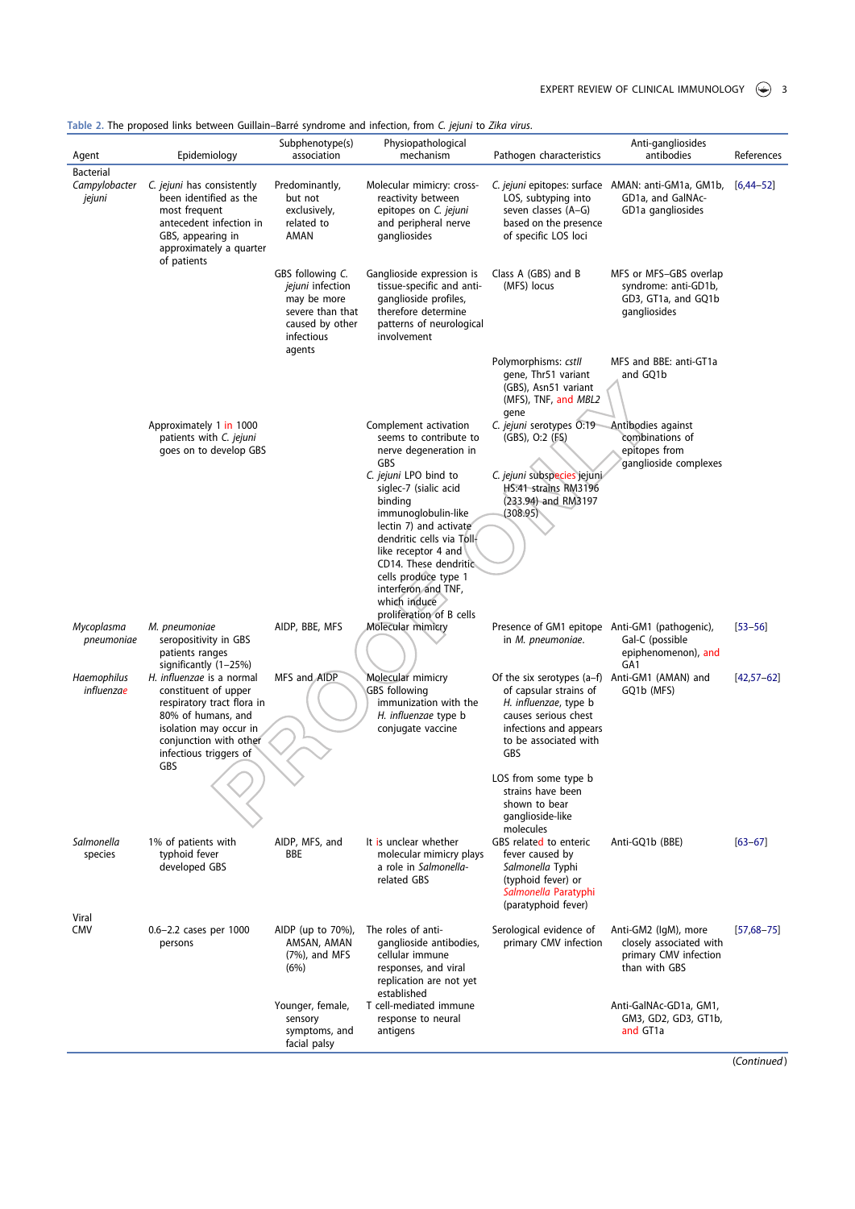Table 2. The proposed links between Guillain–Barré syndrome and infection, from *C. jejuni* to *Zika virus.*

| Agent | Epidemiology | Subphenotype(s) association | Physiopathological mechanism | Pathogen characteristics | Anti-gangliosides antibodies | References |
|---|---|---|---|---|---|---|
| Bacterial | | | | | | |
| *Campylobacter jejuni* | *C. jejuni* has consistently been identified as the most frequent antecedent infection in GBS, appearing in approximately a quarter of patients | Predominantly, but not exclusively, related to AMAN | Molecular mimicry: cross-reactivity between epitopes on *C. jejuni* and peripheral nerve gangliosides | *C. jejuni* epitopes: surface LOS, subtyping into seven classes (A–G) based on the presence of specific LOS loci | AMAN: anti-GM1a, GM1b, GD1a, and GalNAc-GD1a gangliosides | [6,44–52] |
| | | GBS following *C. jejuni* infection may be more severe than that caused by other infectious agents | Ganglioside expression is tissue-specific and anti-ganglioside profiles, therefore determine patterns of neurological involvement | Class A (GBS) and B (MFS) locus | MFS or MFS–GBS overlap syndrome: anti-GD1b, GD3, GT1a, and GQ1b gangliosides | |
| | | | | Polymorphisms: *cstII* gene, Thr51 variant (GBS), Asn51 variant (MFS), TNF, and *MBL2* gene | MFS and BBE: anti-GT1a and GQ1b | |
| | Approximately 1 in 1000 patients with *C. jejuni* goes on to develop GBS | | Complement activation seems to contribute to nerve degeneration in GBS | *C. jejuni* serotypes O:19 (GBS), O:2 (FS) | Antibodies against combinations of epitopes from ganglioside complexes | |
| | | | *C. jejuni* LPO bind to siglec-7 (sialic acid binding immunoglobulin-like lectin 7) and activate dendritic cells via Toll-like receptor 4 and CD14. These dendritic cells produce type 1 interferon and TNF, which induce proliferation of B cells | *C. jejuni* subspecies jejuni HS:41 strains RM3196 (233.94) and RM3197 (308.95) | | |
| *Mycoplasma pneumoniae* | *M. pneumoniae* seropositivity in GBS patients ranges significantly (1–25%) | AIDP, BBE, MFS | Molecular mimicry | Presence of GM1 epitope in *M. pneumoniae*. | Anti-GM1 (pathogenic), Gal-C (possible epiphenomenon), and GA1 | [53–56] |
| *Haemophilus influenzae* | *H. influenzae* is a normal constituent of upper respiratory tract flora in 80% of humans, and isolation may occur in conjunction with other infectious triggers of GBS | MFS and AIDP | Molecular mimicry GBS following immunization with the *H. influenzae* type b conjugate vaccine | Of the six serotypes (a–f) of capsular strains of *H. influenzae*, type b causes serious chest infections and appears to be associated with GBS | Anti-GM1 (AMAN) and GQ1b (MFS) | [42,57–62] |
| | | | | LOS from some type b strains have been shown to bear ganglioside-like molecules | | |
| *Salmonella* species | 1% of patients with typhoid fever developed GBS | AIDP, MFS, and BBE | It is unclear whether molecular mimicry plays a role in *Salmonella*-related GBS | GBS related to enteric fever caused by *Salmonella* Typhi (typhoid fever) or *Salmonella* Paratyphi (paratyphoid fever) | Anti-GQ1b (BBE) | [63–67] |
| Viral | | | | | | |
| CMV | 0.6–2.2 cases per 1000 persons | AIDP (up to 70%), AMSAN, AMAN (7%), and MFS (6%) | The roles of anti-ganglioside antibodies, cellular immune responses, and viral replication are not yet established | Serological evidence of primary CMV infection | Anti-GM2 (IgM), more closely associated with primary CMV infection than with GBS | [57,68–75] |
| | | Younger, female, sensory symptoms, and facial palsy | T cell-mediated immune response to neural antigens | | Anti-GalNAc-GD1a, GM1, GM3, GD2, GD3, GT1b, and GT1a | |

(*Continued*)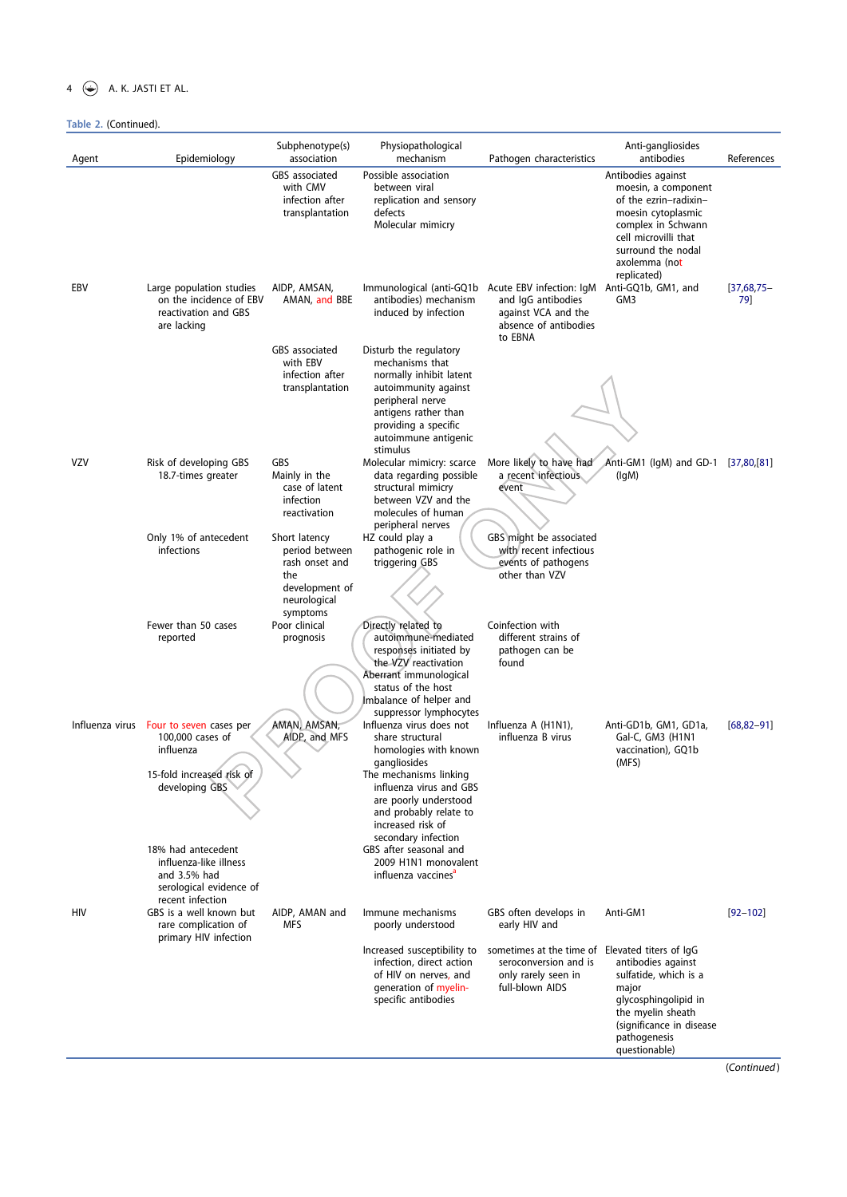Table 2. (Continued).

| Agent | Epidemiology | Subphenotype(s) association | Physiopathological mechanism | Pathogen characteristics | Anti-gangliosides antibodies | References |
|---|---|---|---|---|---|---|
| | | GBS associated with CMV infection after transplantation | Possible association between viral replication and sensory defects Molecular mimicry | | Antibodies against moesin, a component of the ezrin–radixin–moesin cytoplasmic complex in Schwann cell microvilli that surround the nodal axolemma (not replicated) | |
| EBV | Large population studies on the incidence of EBV reactivation and GBS are lacking | AIDP, AMSAN, AMAN, and BBE | Immunological (anti-GQ1b antibodies) mechanism induced by infection | Acute EBV infection: IgM and IgG antibodies against VCA and the absence of antibodies to EBNA | Anti-GQ1b, GM1, and GM3 | [37,68,75–79] |
| | | GBS associated with EBV infection after transplantation | Disturb the regulatory mechanisms that normally inhibit latent autoimmunity against peripheral nerve antigens rather than providing a specific autoimmune antigenic stimulus | | | |
| VZV | Risk of developing GBS 18.7-times greater | GBS Mainly in the case of latent infection reactivation | Molecular mimicry: scarce data regarding possible structural mimicry between VZV and the molecules of human peripheral nerves | More likely to have had a recent infectious event | Anti-GM1 (IgM) and GD-1 (IgM) | [37,80,[81] |
| | Only 1% of antecedent infections | Short latency period between rash onset and the development of neurological symptoms | HZ could play a pathogenic role in triggering GBS | GBS might be associated with recent infectious events of pathogens other than VZV | | |
| | Fewer than 50 cases reported | Poor clinical prognosis | Directly related to autoimmune-mediated responses initiated by the VZV reactivation Aberrant immunological status of the host Imbalance of helper and suppressor lymphocytes | Coinfection with different strains of pathogen can be found | | |
| Influenza virus | Four to seven cases per 100,000 cases of influenza | AMAN, AMSAN, AIDP, and MFS | Influenza virus does not share structural homologies with known gangliosides | Influenza A (H1N1), influenza B virus | Anti-GD1b, GM1, GD1a, Gal-C, GM3 (H1N1 vaccination), GQ1b (MFS) | [68,82–91] |
| | 15-fold increased risk of developing GBS | | The mechanisms linking influenza virus and GBS are poorly understood and probably relate to increased risk of secondary infection | | | |
| | 18% had antecedent influenza-like illness and 3.5% had serological evidence of recent infection | | GBS after seasonal and 2009 H1N1 monovalent influenza vaccines[a] | | | |
| HIV | GBS is a well known but rare complication of primary HIV infection | AIDP, AMAN and MFS | Immune mechanisms poorly understood | GBS often develops in early HIV and | Anti-GM1 | [92–102] |
| | | | Increased susceptibility to infection, direct action of HIV on nerves, and generation of myelin-specific antibodies | sometimes at the time of seroconversion and is only rarely seen in full-blown AIDS | Elevated titers of IgG antibodies against sulfatide, which is a major glycosphingolipid in the myelin sheath (significance in disease pathogenesis questionable) | |

(Continued)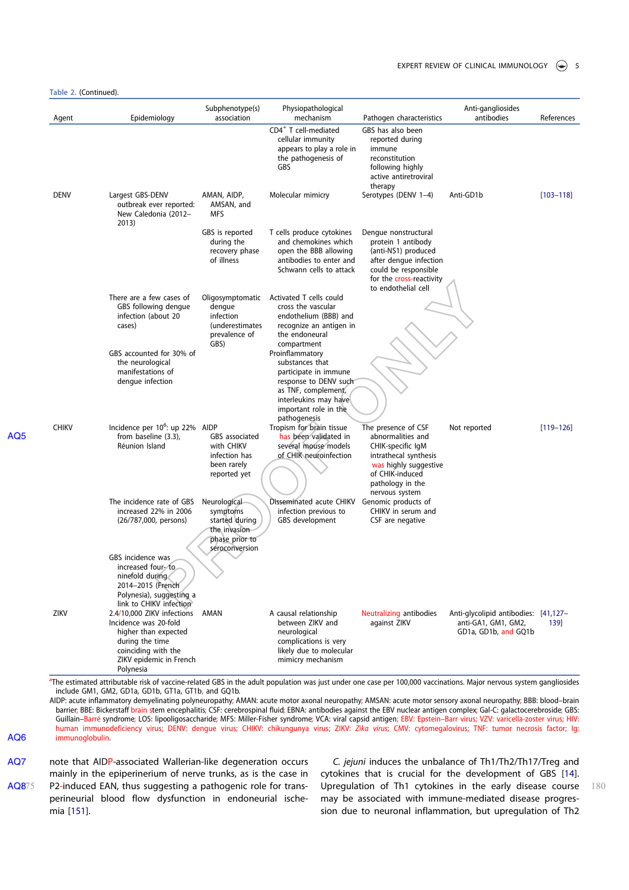Table 2. (Continued).

| Agent | Epidemiology | Subphenotype(s) association | Physiopathological mechanism | Pathogen characteristics | Anti-gangliosides antibodies | References |
|---|---|---|---|---|---|---|
| | | | $CD4^+$ T cell-mediated cellular immunity appears to play a role in the pathogenesis of GBS | GBS has also been reported during immune reconstitution following highly active antiretroviral therapy | | |
| DENV | Largest GBS-DENV outbreak ever reported: New Caledonia (2012–2013) | AMAN, AIDP, AMSAN, and MFS | Molecular mimicry | Serotypes (DENV 1–4) | Anti-GD1b | [103–118] |
| | | GBS is reported during the recovery phase of illness | T cells produce cytokines and chemokines which open the BBB allowing antibodies to enter and Schwann cells to attack | Dengue nonstructural protein 1 antibody (anti-NS1) produced after dengue infection could be responsible for the cross-reactivity to endothelial cell | | |
| | There are a few cases of GBS following dengue infection (about 20 cases) | Oligosymptomatic dengue infection (underestimates prevalence of GBS) | Activated T cells could cross the vascular endothelium (BBB) and recognize an antigen in the endoneural compartment | | | |
| | GBS accounted for 30% of the neurological manifestations of dengue infection | | Proinflammatory substances that participate in immune response to DENV such as TNF, complement, interleukins may have important role in the pathogenesis | | | |
| CHIKV | Incidence per $10^6$: up 22% from baseline (3.3), Réunion Island | AIDP GBS associated with CHIKV infection has been rarely reported yet | Tropism for brain tissue has been validated in several mouse models of CHIK neuroinfection | The presence of CSF abnormalities and CHIK-specific IgM intrathecal synthesis was highly suggestive of CHIK-induced pathology in the nervous system | Not reported | [119–126] |
| | The incidence rate of GBS increased 22% in 2006 (26/787,000, persons) | Neurological symptoms started during the invasion phase prior to seroconversion | Disseminated acute CHIKV infection previous to GBS development | Genomic products of CHIKV in serum and CSF are negative | | |
| | GBS incidence was increased four- to ninefold during 2014–2015 (French Polynesia), suggesting a link to CHIKV infection | | | | | |
| ZIKV | 2.4/10,000 ZIKV infections Incidence was 20-fold higher than expected during the time coinciding with the ZIKV epidemic in French Polynesia | AMAN | A causal relationship between ZIKV and neurological complications is very likely due to molecular mimicry mechanism | Neutralizing antibodies against ZIKV | Anti-glycolipid antibodies: anti-GA1, GM1, GM2, GD1a, GD1b, and GQ1b | [41,127–139] |

[a]The estimated attributable risk of vaccine-related GBS in the adult population was just under one case per 100,000 vaccinations. Major nervous system gangliosides include GM1, GM2, GD1a, GD1b, GT1a, GT1b, and GQ1b.

AIDP: acute inflammatory demyelinating polyneuropathy; AMAN: acute motor axonal neuropathy; AMSAN: acute motor sensory axonal neuropathy; BBB: blood–brain barrier; BBE: Bickerstaff brain stem encephalitis; CSF: cerebrospinal fluid; EBNA: antibodies against the EBV nuclear antigen complex; Gal-C: galactocerebroside; GBS: Guillain–Barré syndrome; LOS: lipooligosaccharide; MFS: Miller-Fisher syndrome; VCA: viral capsid antigen; EBV: Epstein–Barr virus; VZV: varicella-zoster virus; HIV: human immunodeficiency virus; DENV: dengue virus; CHIKV: chikungunya virus; ZIKV: *Zika virus*; CMV: cytomegalovirus; TNF: tumor necrosis factor; Ig: immunoglobulin.

note that AIDP-associated Wallerian-like degeneration occurs mainly in the epiperinerium of nerve trunks, as is the case in P2-induced EAN, thus suggesting a pathogenic role for transperineurial blood flow dysfunction in endoneurial ischemia [151].

*C. jejuni* induces the unbalance of Th1/Th2/Th17/Treg and cytokines that is crucial for the development of GBS [14]. Upregulation of Th1 cytokines in the early disease course may be associated with immune-mediated disease progression due to neuronal inflammation, but upregulation of Th2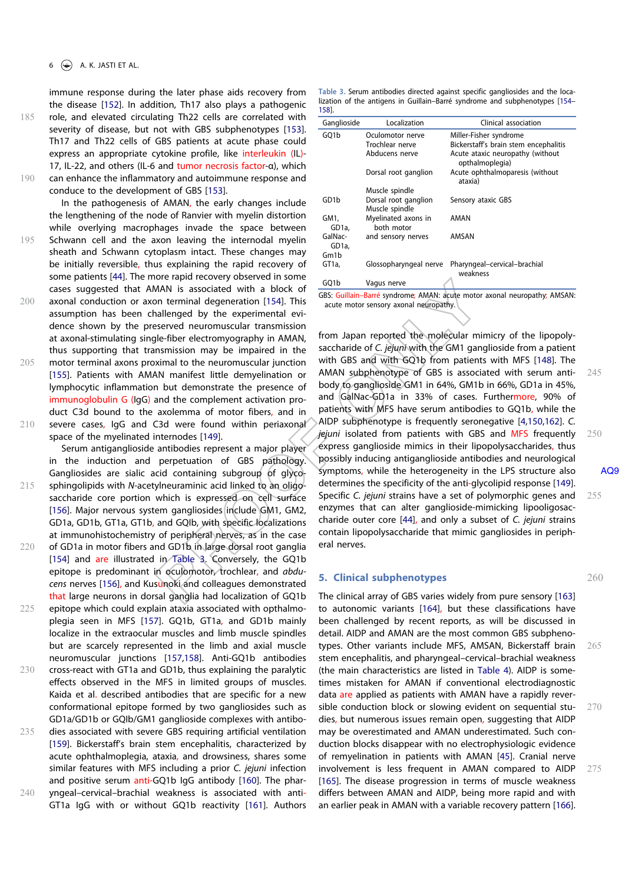immune response during the later phase aids recovery from the disease [152]. In addition, Th17 also plays a pathogenic role, and elevated circulating Th22 cells are correlated with severity of disease, but not with GBS subphenotypes [153]. Th17 and Th22 cells of GBS patients at acute phase could express an appropriate cytokine profile, like interleukin (IL)-17, IL-22, and others (IL-6 and tumor necrosis factor-α), which can enhance the inflammatory and autoimmune response and conduce to the development of GBS [153].

In the pathogenesis of AMAN, the early changes include the lengthening of the node of Ranvier with myelin distortion while overlying macrophages invade the space between Schwann cell and the axon leaving the internodal myelin sheath and Schwann cytoplasm intact. These changes may be initially reversible, thus explaining the rapid recovery of some patients [44]. The more rapid recovery observed in some cases suggested that AMAN is associated with a block of axonal conduction or axon terminal degeneration [154]. This assumption has been challenged by the experimental evidence shown by the preserved neuromuscular transmission at axonal-stimulating single-fiber electromyography in AMAN, thus supporting that transmission may be impaired in the motor terminal axons proximal to the neuromuscular junction [155]. Patients with AMAN manifest little demyelination or lymphocytic inflammation but demonstrate the presence of immunoglobulin G (IgG) and the complement activation product C3d bound to the axolemma of motor fibers, and in severe cases, IgG and C3d were found within periaxonal space of the myelinated internodes [149].

Serum antiganglioside antibodies represent a major player in the induction and perpetuation of GBS pathology. Gangliosides are sialic acid containing subgroup of glycosphingolipids with *N*-acetylneuraminic acid linked to an oligosaccharide core portion which is expressed on cell surface [156]. Major nervous system gangliosides include GM1, GM2, GD1a, GD1b, GT1a, GT1b, and GQlb, with specific localizations at immunohistochemistry of peripheral nerves, as in the case of GD1a in motor fibers and GD1b in large dorsal root ganglia [154] and are illustrated in Table 3. Conversely, the GQ1b epitope is predominant in oculomotor, trochlear, and *abducens* nerves [156], and Kusunoki and colleagues demonstrated that large neurons in dorsal ganglia had localization of GQ1b epitope which could explain ataxia associated with opthalmoplegia seen in MFS [157]. GQ1b, GT1a, and GD1b mainly localize in the extraocular muscles and limb muscle spindles but are scarcely represented in the limb and axial muscle neuromuscular junctions [157,158]. Anti-GQ1b antibodies cross-react with GT1a and GD1b, thus explaining the paralytic effects observed in the MFS in limited groups of muscles. Kaida et al. described antibodies that are specific for a new conformational epitope formed by two gangliosides such as GD1a/GD1b or GQlb/GM1 ganglioside complexes with antibodies associated with severe GBS requiring artificial ventilation [159]. Bickerstaff's brain stem encephalitis, characterized by acute ophthalmoplegia, ataxia, and drowsiness, shares some similar features with MFS including a prior *C. jejuni* infection and positive serum anti-GQ1b IgG antibody [160]. The pharyngeal–cervical–brachial weakness is associated with anti-GT1a IgG with or without GQ1b reactivity [161]. Authors

Table 3. Serum antibodies directed against specific gangliosides and the localization of the antigens in Guillain–Barré syndrome and subphenotypes [154–158].

| Ganglioside | Localization | Clinical association |
|---|---|---|
| GQ1b | Oculomotor nerve<br>Trochlear nerve<br>Abducens nerve | Miller-Fisher syndrome<br>Bickerstaff's brain stem encephalitis<br>Acute ataxic neuropathy (without opthalmoplegia) |
| | Dorsal root ganglion | Acute ophthalmoparesis (without ataxia) |
| | Muscle spindle | |
| GD1b | Dorsal root ganglion<br>Muscle spindle | Sensory ataxic GBS |
| GM1, GD1a, | Myelinated axons in both motor | AMAN |
| GalNac-GD1a, Gm1b | and sensory nerves | AMSAN |
| GT1a, | Glossopharyngeal nerve | Pharyngeal–cervical–brachial weakness |
| GQ1b | Vagus nerve | |

GBS: Guillain–Barré syndrome; AMAN: acute motor axonal neuropathy; AMSAN: acute motor sensory axonal neuropathy.

from Japan reported the molecular mimicry of the lipopolysaccharide of *C. jejuni* with the GM1 ganglioside from a patient with GBS and with GQ1b from patients with MFS [148]. The AMAN subphenotype of GBS is associated with serum antibody to ganglioside GM1 in 64%, GM1b in 66%, GD1a in 45%, and GalNac-GD1a in 33% of cases. Furthermore, 90% of patients with MFS have serum antibodies to GQ1b, while the AIDP subphenotype is frequently seronegative [4,150,162]. *C. jejuni* isolated from patients with GBS and MFS frequently express ganglioside mimics in their lipopolysaccharides, thus possibly inducing antiganglioside antibodies and neurological symptoms, while the heterogeneity in the LPS structure also determines the specificity of the anti-glycolipid response [149]. Specific *C. jejuni* strains have a set of polymorphic genes and enzymes that can alter ganglioside-mimicking lipooligosaccharide outer core [44], and only a subset of *C. jejuni* strains contain lipopolysaccharide that mimic gangliosides in peripheral nerves.

## 5. Clinical subphenotypes

The clinical array of GBS varies widely from pure sensory [163] to autonomic variants [164], but these classifications have been challenged by recent reports, as will be discussed in detail. AIDP and AMAN are the most common GBS subphenotypes. Other variants include MFS, AMSAN, Bickerstaff brain stem encephalitis, and pharyngeal–cervical–brachial weakness (the main characteristics are listed in Table 4). AIDP is sometimes mistaken for AMAN if conventional electrodiagnostic data are applied as patients with AMAN have a rapidly reversible conduction block or slowing evident on sequential studies, but numerous issues remain open, suggesting that AIDP may be overestimated and AMAN underestimated. Such conduction blocks disappear with no electrophysiologic evidence of remyelination in patients with AMAN [45]. Cranial nerve involvement is less frequent in AMAN compared to AIDP [165]. The disease progression in terms of muscle weakness differs between AMAN and AIDP, being more rapid and with an earlier peak in AMAN with a variable recovery pattern [166].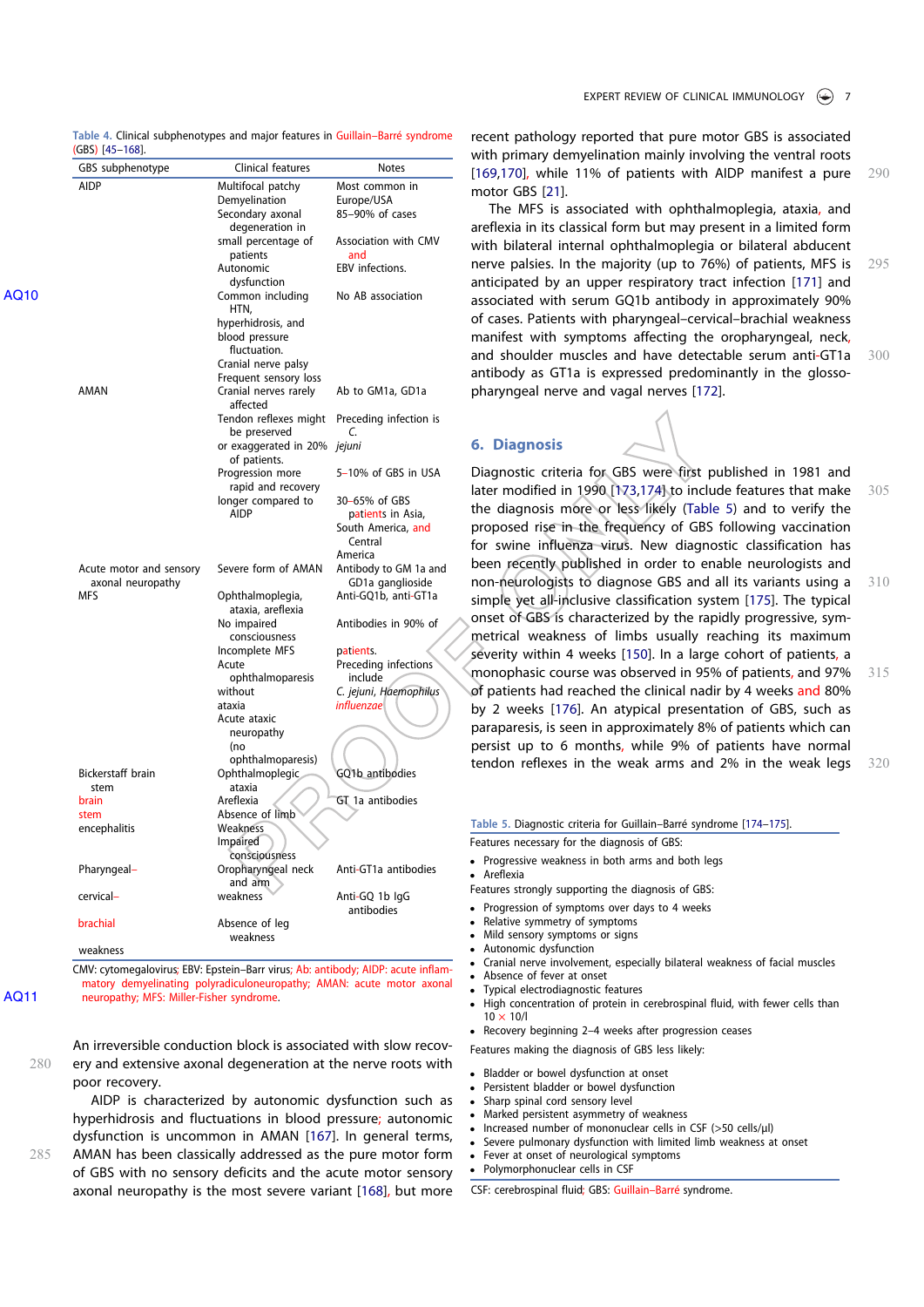Table 4. Clinical subphenotypes and major features in Guillain–Barré syndrome (GBS) [45–168].

| GBS subphenotype | Clinical features | Notes |
|---|---|---|
| AIDP | Multifocal patchy Demyelination<br>Secondary axonal degeneration in small percentage of patients<br>Autonomic dysfunction<br>Common including HTN, hyperhidrosis, and blood pressure fluctuation.<br>Cranial nerve palsy<br>Frequent sensory loss | Most common in Europe/USA<br>85–90% of cases<br>Association with CMV and EBV infections.<br>No AB association |
| AMAN | Cranial nerves rarely affected<br>Tendon reflexes might be preserved or exaggerated in 20% of patients.<br>Progression more rapid and recovery longer compared to AIDP | Ab to GM1a, GD1a<br>Preceding infection is *C. jejuni*<br>5–10% of GBS in USA<br>30–65% of GBS patients in Asia, South America, and Central America |
| Acute motor and sensory axonal neuropathy | Severe form of AMAN | Antibody to GM 1a and GD1a ganglioside |
| MFS | Ophthalmoplegia, ataxia, areflexia<br>No impaired consciousness<br>Incomplete MFS<br>Acute ophthalmoparesis without ataxia<br>Acute ataxic neuropathy (no ophthalmoparesis) | Anti-GQ1b, anti-GT1a<br>Antibodies in 90% of patients.<br>Preceding infections include *C. jejuni*, *Haemophilus influenzae* |
| Bickerstaff brain stem brain stem encephalitis | Ophthalmoplegic ataxia<br>Areflexia<br>Absence of limb Weakness<br>Impaired consciousness | GQ1b antibodies<br>GT 1a antibodies |
| Pharyngeal–cervical–brachial weakness | Oropharyngeal neck and arm weakness<br>Absence of leg weakness | Anti-GT1a antibodies<br>Anti-GQ 1b IgG antibodies |

CMV: cytomegalovirus; EBV: Epstein–Barr virus; Ab: antibody; AIDP: acute inflammatory demyelinating polyradiculoneuropathy; AMAN: acute motor axonal neuropathy; MFS: Miller-Fisher syndrome.

An irreversible conduction block is associated with slow recovery and extensive axonal degeneration at the nerve roots with poor recovery.

AIDP is characterized by autonomic dysfunction such as hyperhidrosis and fluctuations in blood pressure; autonomic dysfunction is uncommon in AMAN [167]. In general terms, AMAN has been classically addressed as the pure motor form of GBS with no sensory deficits and the acute motor sensory axonal neuropathy is the most severe variant [168], but more recent pathology reported that pure motor GBS is associated with primary demyelination mainly involving the ventral roots [169,170], while 11% of patients with AIDP manifest a pure motor GBS [21].

The MFS is associated with ophthalmoplegia, ataxia, and areflexia in its classical form but may present in a limited form with bilateral internal ophthalmoplegia or bilateral abducent nerve palsies. In the majority (up to 76%) of patients, MFS is anticipated by an upper respiratory tract infection [171] and associated with serum GQ1b antibody in approximately 90% of cases. Patients with pharyngeal–cervical–brachial weakness manifest with symptoms affecting the oropharyngeal, neck, and shoulder muscles and have detectable serum anti-GT1a antibody as GT1a is expressed predominantly in the glossopharyngeal nerve and vagal nerves [172].

## 6. Diagnosis

Diagnostic criteria for GBS were first published in 1981 and later modified in 1990 [173,174] to include features that make the diagnosis more or less likely (Table 5) and to verify the proposed rise in the frequency of GBS following vaccination for swine influenza virus. New diagnostic classification has been recently published in order to enable neurologists and non-neurologists to diagnose GBS and all its variants using a simple yet all-inclusive classification system [175]. The typical onset of GBS is characterized by the rapidly progressive, symmetrical weakness of limbs usually reaching its maximum severity within 4 weeks [150]. In a large cohort of patients, a monophasic course was observed in 95% of patients, and 97% of patients had reached the clinical nadir by 4 weeks and 80% by 2 weeks [176]. An atypical presentation of GBS, such as paraparesis, is seen in approximately 8% of patients which can persist up to 6 months, while 9% of patients have normal tendon reflexes in the weak arms and 2% in the weak legs

Table 5. Diagnostic criteria for Guillain–Barré syndrome [174–175].

Features necessary for the diagnosis of GBS:

- Progressive weakness in both arms and both legs
- Areflexia

Features strongly supporting the diagnosis of GBS:

- Progression of symptoms over days to 4 weeks
- Relative symmetry of symptoms
- Mild sensory symptoms or signs
- Autonomic dysfunction
- Cranial nerve involvement, especially bilateral weakness of facial muscles
- Absence of fever at onset
- Typical electrodiagnostic features
- High concentration of protein in cerebrospinal fluid, with fewer cells than $10 \times 10/l$
- Recovery beginning 2–4 weeks after progression ceases

Features making the diagnosis of GBS less likely:

- Bladder or bowel dysfunction at onset
- Persistent bladder or bowel dysfunction
- Sharp spinal cord sensory level
- Marked persistent asymmetry of weakness
- Increased number of mononuclear cells in CSF (>50 cells/μl)
- Severe pulmonary dysfunction with limited limb weakness at onset
- Fever at onset of neurological symptoms
- Polymorphonuclear cells in CSF

CSF: cerebrospinal fluid; GBS: Guillain–Barré syndrome.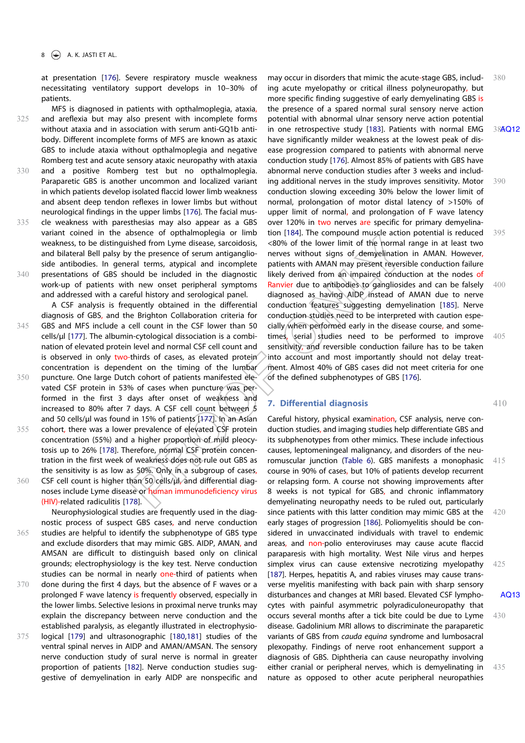at presentation [176]. Severe respiratory muscle weakness necessitating ventilatory support develops in 10–30% of patients.

MFS is diagnosed in patients with opthalmoplegia, ataxia, and areflexia but may also present with incomplete forms without ataxia and in association with serum anti-GQ1b antibody. Different incomplete forms of MFS are known as ataxic GBS to include ataxia without opthalmoplegia and negative Romberg test and acute sensory ataxic neuropathy with ataxia and a positive Romberg test but no opthalmoplegia. Paraparetic GBS is another uncommon and localized variant in which patients develop isolated flaccid lower limb weakness and absent deep tendon reflexes in lower limbs but without neurological findings in the upper limbs [176]. The facial muscle weakness with paresthesias may also appear as a GBS variant coined in the absence of opthalmoplegia or limb weakness, to be distinguished from Lyme disease, sarcoidosis, and bilateral Bell palsy by the presence of serum antiganglioside antibodies. In general terms, atypical and incomplete presentations of GBS should be included in the diagnostic work-up of patients with new onset peripheral symptoms and addressed with a careful history and serological panel.

A CSF analysis is frequently obtained in the differential diagnosis of GBS, and the Brighton Collaboration criteria for GBS and MFS include a cell count in the CSF lower than 50 cells/μl [177]. The albumin-cytological dissociation is a combination of elevated protein level and normal CSF cell count and is observed in only two-thirds of cases, as elevated protein concentration is dependent on the timing of the lumbar puncture. One large Dutch cohort of patients manifested elevated CSF protein in 53% of cases when puncture was performed in the first 3 days after onset of weakness and increased to 80% after 7 days. A CSF cell count between 5 and 50 cells/μl was found in 15% of patients [177]. In an Asian cohort, there was a lower prevalence of elevated CSF protein concentration (55%) and a higher proportion of mild pleocytosis up to 26% [178]. Therefore, normal CSF protein concentration in the first week of weakness does not rule out GBS as the sensitivity is as low as 50%. Only in a subgroup of cases, CSF cell count is higher than 50 cells/μl, and differential diagnoses include Lyme disease or human immunodeficiency virus (HIV)-related radiculitis [178].

Neurophysiological studies are frequently used in the diagnostic process of suspect GBS cases, and nerve conduction studies are helpful to identify the subphenotype of GBS type and exclude disorders that may mimic GBS. AIDP, AMAN, and AMSAN are difficult to distinguish based only on clinical grounds; electrophysiology is the key test. Nerve conduction studies can be normal in nearly one-third of patients when done during the first 4 days, but the absence of F waves or a prolonged F wave latency is frequently observed, especially in the lower limbs. Selective lesions in proximal nerve trunks may explain the discrepancy between nerve conduction and the established paralysis, as elegantly illustrated in electrophysiological [179] and ultrasonographic [180,181] studies of the ventral spinal nerves in AIDP and AMAN/AMSAN. The sensory nerve conduction study of sural nerve is normal in greater proportion of patients [182]. Nerve conduction studies suggestive of demyelination in early AIDP are nonspecific and may occur in disorders that mimic the acute-stage GBS, including acute myelopathy or critical illness polyneuropathy, but more specific finding suggestive of early demyelinating GBS is the presence of a spared normal sural sensory nerve action potential with abnormal ulnar sensory nerve action potential in one retrospective study [183]. Patients with normal EMG have significantly milder weakness at the lowest peak of disease progression compared to patients with abnormal nerve conduction study [176]. Almost 85% of patients with GBS have abnormal nerve conduction studies after 3 weeks and including additional nerves in the study improves sensitivity. Motor conduction slowing exceeding 30% below the lower limit of normal, prolongation of motor distal latency of >150% of upper limit of normal, and prolongation of F wave latency over 120% in two nerves are specific for primary demyelination [184]. The compound muscle action potential is reduced <80% of the lower limit of the normal range in at least two nerves without signs of demyelination in AMAN. However, patients with AMAN may present reversible conduction failure likely derived from an impaired conduction at the nodes of Ranvier due to antibodies to gangliosides and can be falsely diagnosed as having AIDP instead of AMAN due to nerve conduction features suggesting demyelination [185]. Nerve conduction studies need to be interpreted with caution especially when performed early in the disease course, and sometimes, serial studies need to be performed to improve sensitivity, and reversible conduction failure has to be taken into account and most importantly should not delay treatment. Almost 40% of GBS cases did not meet criteria for one of the defined subphenotypes of GBS [176].

## 7. Differential diagnosis

Careful history, physical examination, CSF analysis, nerve conduction studies, and imaging studies help differentiate GBS and its subphenotypes from other mimics. These include infectious causes, leptomeningeal malignancy, and disorders of the neuromuscular junction (Table 6). GBS manifests a monophasic course in 90% of cases, but 10% of patients develop recurrent or relapsing form. A course not showing improvements after 8 weeks is not typical for GBS, and chronic inflammatory demyelinating neuropathy needs to be ruled out, particularly since patients with this latter condition may mimic GBS at the early stages of progression [186]. Poliomyelitis should be considered in unvaccinated individuals with travel to endemic areas, and non-polio enteroviruses may cause acute flaccid paraparesis with high mortality. West Nile virus and herpes simplex virus can cause extensive necrotizing myelopathy [187]. Herpes, hepatitis A, and rabies viruses may cause transverse myelitis manifesting with back pain with sharp sensory disturbances and changes at MRI based. Elevated CSF lymphocytes with painful asymmetric polyradiculoneuropathy that occurs several months after a tick bite could be due to Lyme disease. Gadolinium MRI allows to discriminate the paraparetic variants of GBS from *cauda equina* syndrome and lumbosacral plexopathy. Findings of nerve root enhancement support a diagnosis of GBS. Diphtheria can cause neuropathy involving either cranial or peripheral nerves, which is demyelinating in nature as opposed to other acute peripheral neuropathies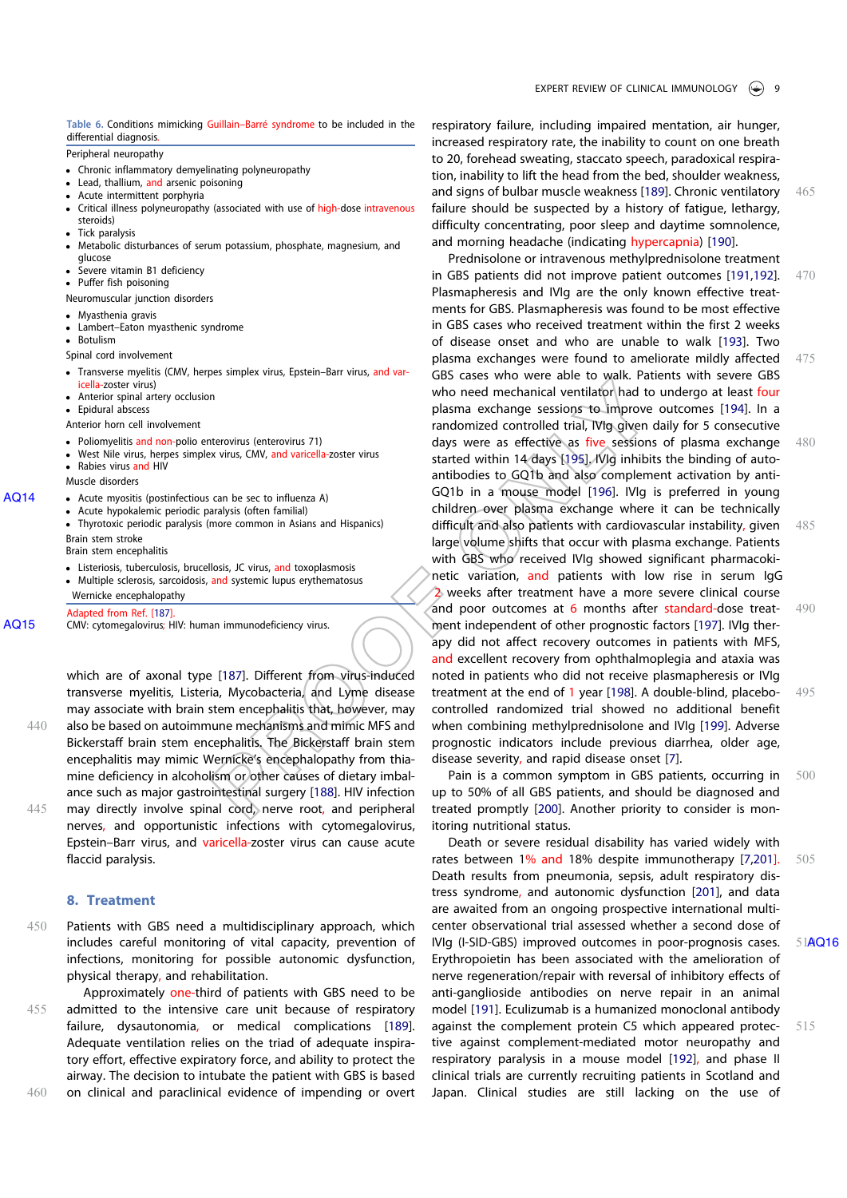Table 6. Conditions mimicking Guillain–Barré syndrome to be included in the differential diagnosis.

Peripheral neuropathy

- Chronic inflammatory demyelinating polyneuropathy
- Lead, thallium, and arsenic poisoning
- Acute intermittent porphyria
- Critical illness polyneuropathy (associated with use of high-dose intravenous steroids)
- Tick paralysis
- Metabolic disturbances of serum potassium, phosphate, magnesium, and glucose
- Severe vitamin B1 deficiency
- Puffer fish poisoning

Neuromuscular junction disorders

- Myasthenia gravis
- Lambert–Eaton myasthenic syndrome
- Botulism

Spinal cord involvement

- Transverse myelitis (CMV, herpes simplex virus, Epstein–Barr virus, and varicella-zoster virus)
- Anterior spinal artery occlusion
- Epidural abscess

Anterior horn cell involvement

- Poliomyelitis and non-polio enterovirus (enterovirus 71)
- West Nile virus, herpes simplex virus, CMV, and varicella-zoster virus
- Rabies virus and HIV

Muscle disorders

- Acute myositis (postinfectious can be sec to influenza A)
- Acute hypokalemic periodic paralysis (often familial)
- Thyrotoxic periodic paralysis (more common in Asians and Hispanics)

Brain stem stroke

Brain stem encephalitis

- Listeriosis, tuberculosis, brucellosis, JC virus, and toxoplasmosis
- Multiple sclerosis, sarcoidosis, and systemic lupus erythematosus

Wernicke encephalopathy

Adapted from Ref. [187].

CMV: cytomegalovirus; HIV: human immunodeficiency virus.

which are of axonal type [187]. Different from virus-induced transverse myelitis, Listeria, Mycobacteria, and Lyme disease may associate with brain stem encephalitis that, however, may also be based on autoimmune mechanisms and mimic MFS and Bickerstaff brain stem encephalitis. The Bickerstaff brain stem encephalitis may mimic Wernicke's encephalopathy from thiamine deficiency in alcoholism or other causes of dietary imbalance such as major gastrointestinal surgery [188]. HIV infection may directly involve spinal cord, nerve root, and peripheral nerves, and opportunistic infections with cytomegalovirus, Epstein–Barr virus, and varicella-zoster virus can cause acute flaccid paralysis.

## 8. Treatment

Patients with GBS need a multidisciplinary approach, which includes careful monitoring of vital capacity, prevention of infections, monitoring for possible autonomic dysfunction, physical therapy, and rehabilitation.

Approximately one-third of patients with GBS need to be admitted to the intensive care unit because of respiratory failure, dysautonomia, or medical complications [189]. Adequate ventilation relies on the triad of adequate inspiratory effort, effective expiratory force, and ability to protect the airway. The decision to intubate the patient with GBS is based on clinical and paraclinical evidence of impending or overt respiratory failure, including impaired mentation, air hunger, increased respiratory rate, the inability to count on one breath to 20, forehead sweating, staccato speech, paradoxical respiration, inability to lift the head from the bed, shoulder weakness, and signs of bulbar muscle weakness [189]. Chronic ventilatory failure should be suspected by a history of fatigue, lethargy, difficulty concentrating, poor sleep and daytime somnolence, and morning headache (indicating hypercapnia) [190].

Prednisolone or intravenous methylprednisolone treatment in GBS patients did not improve patient outcomes [191,192]. Plasmapheresis and IVIg are the only known effective treatments for GBS. Plasmapheresis was found to be most effective in GBS cases who received treatment within the first 2 weeks of disease onset and who are unable to walk [193]. Two plasma exchanges were found to ameliorate mildly affected GBS cases who were able to walk. Patients with severe GBS who need mechanical ventilator had to undergo at least four plasma exchange sessions to improve outcomes [194]. In a randomized controlled trial, IVIg given daily for 5 consecutive days was as effective as five sessions of plasma exchange started within 14 days [195]. IVIg inhibits the binding of autoantibodies to GQ1b and also complement activation by anti-GQ1b in a mouse model [196]. IVIg is preferred in young children over plasma exchange where it can be technically difficult and also patients with cardiovascular instability, given large volume shifts that occur with plasma exchange. Patients with GBS who received IVIg showed significant pharmacokinetic variation, and patients with low rise in serum IgG 2 weeks after treatment have a more severe clinical course and poor outcomes at 6 months after standard-dose treatment independent of other prognostic factors [197]. IVIg therapy did not affect recovery outcomes in patients with MFS, and excellent recovery from ophthalmoplegia and ataxia was noted in patients who did not receive plasmapheresis or IVIg treatment at the end of 1 year [198]. A double-blind, placebo-controlled randomized trial showed no additional benefit when combining methylprednisolone and IVIg [199]. Adverse prognostic indicators include previous diarrhea, older age, disease severity, and rapid disease onset [7].

Pain is a common symptom in GBS patients, occurring in up to 50% of all GBS patients, and should be diagnosed and treated promptly [200]. Another priority to consider is monitoring nutritional status.

Death or severe residual disability has varied widely with rates between 1% and 18% despite immunotherapy [7,201]. Death results from pneumonia, sepsis, adult respiratory distress syndrome, and autonomic dysfunction [201], and data are awaited from an ongoing prospective international multicenter observational trial assessed whether a second dose of IVIg (I-SID-GBS) improved outcomes in poor-prognosis cases. Erythropoietin has been associated with the amelioration of nerve regeneration/repair with reversal of inhibitory effects of anti-ganglioside antibodies on nerve repair in an animal model [191]. Eculizumab is a humanized monoclonal antibody against the complement protein C5 which appeared protective against complement-mediated motor neuropathy and respiratory paralysis in a mouse model [192], and phase II clinical trials are currently recruiting patients in Scotland and Japan. Clinical studies are still lacking on the use of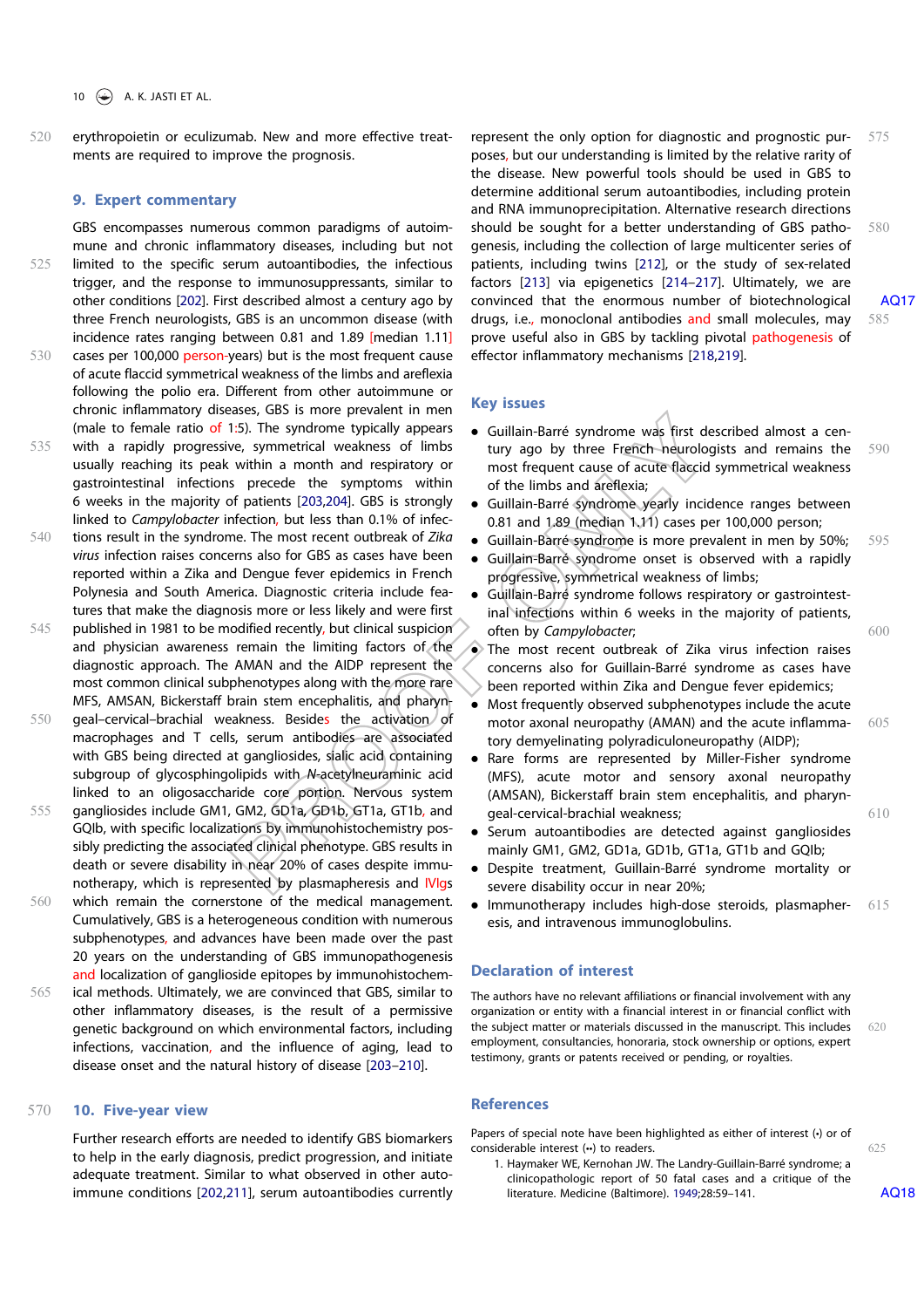erythropoietin or eculizumab. New and more effective treatments are required to improve the prognosis.

## 9. Expert commentary

GBS encompasses numerous common paradigms of autoimmune and chronic inflammatory diseases, including but not limited to the specific serum autoantibodies, the infectious trigger, and the response to immunosuppressants, similar to other conditions [202]. First described almost a century ago by three French neurologists, GBS is an uncommon disease (with incidence rates ranging between 0.81 and 1.89 [median 1.11] cases per 100,000 person-years) but is the most frequent cause of acute flaccid symmetrical weakness of the limbs and areflexia following the polio era. Different from other autoimmune or chronic inflammatory diseases, GBS is more prevalent in men (male to female ratio of 1:5). The syndrome typically appears with a rapidly progressive, symmetrical weakness of limbs usually reaching its peak within a month and respiratory or gastrointestinal infections precede the symptoms within 6 weeks in the majority of patients [203,204]. GBS is strongly linked to *Campylobacter* infection, but less than 0.1% of infections result in the syndrome. The most recent outbreak of *Zika virus* infection raises concerns also for GBS as cases have been reported within a Zika and Dengue fever epidemics in French Polynesia and South America. Diagnostic criteria include features that make the diagnosis more or less likely and were first published in 1981 to be modified recently, but clinical suspicion and physician awareness remain the limiting factors of the diagnostic approach. The AMAN and the AIDP represent the most common clinical subphenotypes along with the more rare MFS, AMSAN, Bickerstaff brain stem encephalitis, and pharyngeal–cervical–brachial weakness. Besides the activation of macrophages and T cells, serum antibodies are associated with GBS being directed at gangliosides, sialic acid containing subgroup of glycosphingolipids with *N*-acetylneuraminic acid linked to an oligosaccharide core portion. Nervous system gangliosides include GM1, GM2, GD1a, GD1b, GT1a, and GQlb, with specific localizations by immunohistochemistry possibly predicting the associated clinical phenotype. GBS results in death or severe disability in near 20% of cases despite immunotherapy, which is represented by plasmapheresis and IVIgs which remain the cornerstone of the medical management. Cumulatively, GBS is a heterogeneous condition with numerous subphenotypes, and advances have been made over the past 20 years on the understanding of GBS immunopathogenesis and localization of ganglioside epitopes by immunohistochemical methods. Ultimately, we are convinced that GBS, similar to other inflammatory diseases, is the result of a permissive genetic background on which environmental factors, including infections, vaccination, and the influence of aging, lead to disease onset and the natural history of disease [203–210].

## 10. Five-year view

Further research efforts are needed to identify GBS biomarkers to help in the early diagnosis, predict progression, and initiate adequate treatment. Similar to what observed in other autoimmune conditions [202,211], serum autoantibodies currently represent the only option for diagnostic and prognostic purposes, but our understanding is limited by the relative rarity of the disease. New powerful tools should be used in GBS to determine additional serum autoantibodies, including protein and RNA immunoprecipitation. Alternative research directions should be sought for a better understanding of GBS pathogenesis, including the collection of large multicenter series of patients, including twins [212], or the study of sex-related factors [213] via epigenetics [214–217]. Ultimately, we are convinced that the enormous number of biotechnological drugs, i.e., monoclonal antibodies and small molecules, may prove useful also in GBS by tackling pivotal pathogenesis of effector inflammatory mechanisms [218,219].

## Key issues

- Guillain-Barré syndrome was first described almost a century ago by three French neurologists and remains the most frequent cause of acute flaccid symmetrical weakness of the limbs and areflexia;
- Guillain-Barré syndrome yearly incidence ranges between 0.81 and 1.89 (median 1.11) cases per 100,000 person;
- Guillain-Barré syndrome is more prevalent in men by 50%;
- Guillain-Barré syndrome onset is observed with a rapidly progressive, symmetrical weakness of limbs;
- Guillain-Barré syndrome follows respiratory or gastrointestinal infections within 6 weeks in the majority of patients, often by *Campylobacter*;
- The most recent outbreak of Zika virus infection raises concerns also for Guillain-Barré syndrome as cases have been reported within Zika and Dengue fever epidemics;
- Most frequently observed subphenotypes include the acute motor axonal neuropathy (AMAN) and the acute inflammatory demyelinating polyradiculoneuropathy (AIDP);
- Rare forms are represented by Miller-Fisher syndrome (MFS), acute motor and sensory axonal neuropathy (AMSAN), Bickerstaff brain stem encephalitis, and pharyngeal-cervical-brachial weakness;
- Serum autoantibodies are detected against gangliosides mainly GM1, GM2, GD1a, GD1b, GT1a, GT1b and GQlb;
- Despite treatment, Guillain-Barré syndrome mortality or severe disability occur in near 20%;
- Immunotherapy includes high-dose steroids, plasmapheresis, and intravenous immunoglobulins.

## Declaration of interest

The authors have no relevant affiliations or financial involvement with any organization or entity with a financial interest in or financial conflict with the subject matter or materials discussed in the manuscript. This includes employment, consultancies, honoraria, stock ownership or options, expert testimony, grants or patents received or pending, or royalties.

## References

Papers of special note have been highlighted as either of interest (•) or of considerable interest (••) to readers.

1. Haymaker WE, Kernohan JW. The Landry-Guillain-Barré syndrome; a clinicopathologic report of 50 fatal cases and a critique of the literature. Medicine (Baltimore). 1949;28:59–141.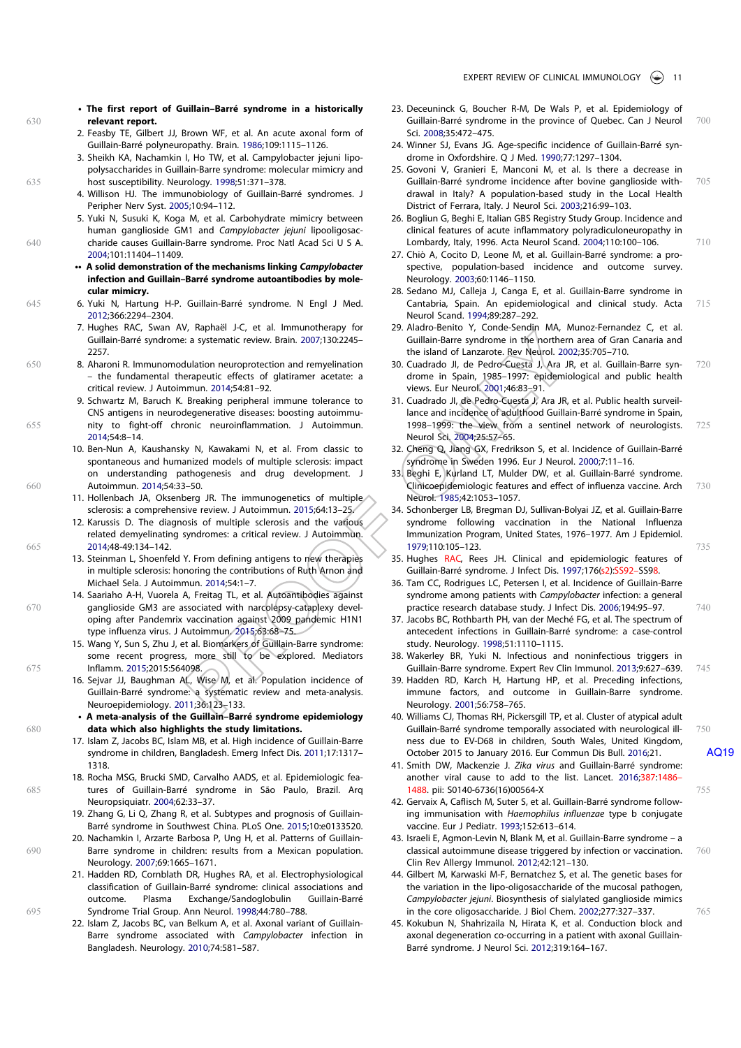- **The first report of Guillain–Barré syndrome in a historically relevant report.**

2. Feasby TE, Gilbert JJ, Brown WF, et al. An acute axonal form of Guillain-Barré polyneuropathy. Brain. 1986;109:1115–1126.
3. Sheikh KA, Nachamkin I, Ho TW, et al. Campylobacter jejuni lipopolysaccharides in Guillain-Barre syndrome: molecular mimicry and host susceptibility. Neurology. 1998;51:371–378.
4. Willison HJ. The immunobiology of Guillain-Barré syndromes. J Peripher Nerv Syst. 2005;10:94–112.
5. Yuki N, Susuki K, Koga M, et al. Carbohydrate mimicry between human ganglioside GM1 and *Campylobacter jejuni* lipooligosaccharide causes Guillain-Barre syndrome. Proc Natl Acad Sci U S A. 2004;101:11404–11409.

- •• **A solid demonstration of the mechanisms linking *Campylobacter* infection and Guillain–Barré syndrome autoantibodies by molecular mimicry.**

6. Yuki N, Hartung H-P. Guillain-Barré syndrome. N Engl J Med. 2012;366:2294–2304.
7. Hughes RAC, Swan AV, Raphaël J-C, et al. Immunotherapy for Guillain-Barré syndrome: a systematic review. Brain. 2007;130:2245–2257.
8. Aharoni R. Immunomodulation neuroprotection and remyelination – the fundamental therapeutic effects of glatiramer acetate: a critical review. J Autoimmun. 2014;54:81–92.
9. Schwartz M, Baruch K. Breaking peripheral immune tolerance to CNS antigens in neurodegenerative diseases: boosting autoimmunity to fight-off chronic neuroinflammation. J Autoimmun. 2014;54:8–14.
10. Ben-Nun A, Kaushansky N, Kawakami N, et al. From classic to spontaneous and humanized models of multiple sclerosis: impact on understanding pathogenesis and drug development. J Autoimmun. 2014;54:33–50.
11. Hollenbach JA, Oksenberg JR. The immunogenetics of multiple sclerosis: a comprehensive review. J Autoimmun. 2015;64:13–25.
12. Karussis D. The diagnosis of multiple sclerosis and the various related demyelinating syndromes: a critical review. J Autoimmun. 2014;48-49:134–142.
13. Steinman L, Shoenfeld Y. From defining antigens to new therapies in multiple sclerosis: honoring the contributions of Ruth Arnon and Michael Sela. J Autoimmun. 2014;54:1–7.
14. Saariaho A-H, Vuorela A, Freitag TL, et al. Autoantibodies against ganglioside GM3 are associated with narcolepsy-cataplexy developing after Pandemrix vaccination against 2009 pandemic H1N1 type influenza virus. J Autoimmun. 2015;63:68–75.
15. Wang Y, Sun S, Zhu J, et al. Biomarkers of Guillain-Barre syndrome: some recent progress, more still to be explored. Mediators Inflamm. 2015;2015:564098.
16. Sejvar JJ, Baughman AL, Wise M, et al. Population incidence of Guillain-Barré syndrome: a systematic review and meta-analysis. Neuroepidemiology. 2011;36:123–133.

- • **A meta-analysis of the Guillain–Barré syndrome epidemiology data which also highlights the study limitations.**

17. Islam Z, Jacobs BC, Islam MB, et al. High incidence of Guillain-Barre syndrome in children, Bangladesh. Emerg Infect Dis. 2011;17:1317–1318.
18. Rocha MSG, Brucki SMD, Carvalho AADS, et al. Epidemiologic features of Guillain-Barré syndrome in São Paulo, Brazil. Arq Neuropsiquiatr. 2004;62:33–37.
19. Zhang G, Li Q, Zhang R, et al. Subtypes and prognosis of Guillain-Barré syndrome in Southwest China. PLoS One. 2015;10:e0133520.
20. Nachamkin I, Arzarte Barbosa P, Ung H, et al. Patterns of Guillain-Barre syndrome in children: results from a Mexican population. Neurology. 2007;69:1665–1671.
21. Hadden RD, Cornblath DR, Hughes RA, et al. Electrophysiological classification of Guillain-Barré syndrome: clinical associations and outcome. Plasma Exchange/Sandoglobulin Guillain-Barré Syndrome Trial Group. Ann Neurol. 1998;44:780–788.
22. Islam Z, Jacobs BC, van Belkum A, et al. Axonal variant of Guillain-Barre syndrome associated with *Campylobacter* infection in Bangladesh. Neurology. 2010;74:581–587.
23. Deceuninck G, Boucher R-M, De Wals P, et al. Epidemiology of Guillain-Barré syndrome in the province of Quebec. Can J Neurol Sci. 2008;35:472–475.
24. Winner SJ, Evans JG. Age-specific incidence of Guillain-Barré syndrome in Oxfordshire. Q J Med. 1990;77:1297–1304.
25. Govoni V, Granieri E, Manconi M, et al. Is there a decrease in Guillain-Barré syndrome incidence after bovine ganglioside withdrawal in Italy? A population-based study in the Local Health District of Ferrara, Italy. J Neurol Sci. 2003;216:99–103.
26. Bogliun G, Beghi E, Italian GBS Registry Study Group. Incidence and clinical features of acute inflammatory polyradiculoneuropathy in Lombardy, Italy, 1996. Acta Neurol Scand. 2004;110:100–106.
27. Chiò A, Cocito D, Leone M, et al. Guillain-Barré syndrome: a prospective, population-based incidence and outcome survey. Neurology. 2003;60:1146–1150.
28. Sedano MJ, Calleja J, Canga E, et al. Guillain-Barre syndrome in Cantabria, Spain. An epidemiological and clinical study. Acta Neurol Scand. 1994;89:287–292.
29. Aladro-Benito Y, Conde-Sendin MA, Munoz-Fernandez C, et al. Guillain-Barre syndrome in the northern area of Gran Canaria and the island of Lanzarote. Rev Neurol. 2002;35:705–710.
30. Cuadrado JI, de Pedro-Cuesta J, Ara JR, et al. Guillain-Barre syndrome in Spain, 1985–1997: epidemiological and public health views. Eur Neurol. 2001;46:83–91.
31. Cuadrado JI, de Pedro-Cuesta J, Ara JR, et al. Public health surveillance and incidence of adulthood Guillain-Barré syndrome in Spain, 1998–1999: the view from a sentinel network of neurologists. Neurol Sci. 2004;25:57–65.
32. Cheng Q, Jiang GX, Fredrikson S, et al. Incidence of Guillain-Barré syndrome in Sweden 1996. Eur J Neurol. 2000;7:11–16.
33. Beghi E, Kurland LT, Mulder DW, et al. Guillain-Barré syndrome. Clinicoepidemiologic features and effect of influenza vaccine. Arch Neurol. 1985;42:1053–1057.
34. Schonberger LB, Bregman DJ, Sullivan-Bolyai JZ, et al. Guillain-Barre syndrome following vaccination in the National Influenza Immunization Program, United States, 1976–1977. Am J Epidemiol. 1979;110:105–123.
35. Hughes RAC, Rees JH. Clinical and epidemiologic features of Guillain-Barré syndrome. J Infect Dis. 1997;176(s2):SS92–SS98.
36. Tam CC, Rodrigues LC, Petersen I, et al. Incidence of Guillain-Barre syndrome among patients with *Campylobacter* infection: a general practice research database study. J Infect Dis. 2006;194:95–97.
37. Jacobs BC, Rothbarth PH, van der Meché FG, et al. The spectrum of antecedent infections in Guillain-Barré syndrome: a case-control study. Neurology. 1998;51:1110–1115.
38. Wakerley BR, Yuki N. Infectious and noninfectious triggers in Guillain-Barré syndrome. Expert Rev Clin Immunol. 2013;9:627–639.
39. Hadden RD, Karch H, Hartung HP, et al. Preceding infections, immune factors, and outcome in Guillain-Barre syndrome. Neurology. 2001;56:758–765.
40. Williams CJ, Thomas RH, Pickersgill TP, et al. Cluster of atypical adult Guillain-Barré syndrome temporally associated with neurological illness due to EV-D68 in children, South Wales, United Kingdom, October 2015 to January 2016. Eur Commun Dis Bull. 2016;21.
41. Smith DW, Mackenzie J. *Zika virus* and Guillain-Barré syndrome: another viral cause to add to the list. Lancet. 2016;387:1486–1488. pii: S0140-6736(16)00564-X
42. Gervaix A, Caflisch M, Suter S, et al. Guillain-Barré syndrome following immunisation with *Haemophilus influenzae* type b conjugate vaccine. Eur J Pediatr. 1993;152:613–614.
43. Israeli E, Agmon-Levin N, Blank M, et al. Guillain-Barre syndrome – a classical autoimmune disease triggered by infection or vaccination. Clin Rev Allergy Immunol. 2012;42:121–130.
44. Gilbert M, Karwaski M-F, Bernatchez S, et al. The genetic bases for the variation in the lipo-oligosaccharide of the mucosal pathogen, *Campylobacter jejuni*. Biosynthesis of sialylated ganglioside mimics in the core oligosaccharide. J Biol Chem. 2002;277:327–337.
45. Kokubun N, Shahrizaila N, Hirata K, et al. Conduction block and axonal degeneration co-occurring in a patient with axonal Guillain-Barré syndrome. J Neurol Sci. 2012;319:164–167.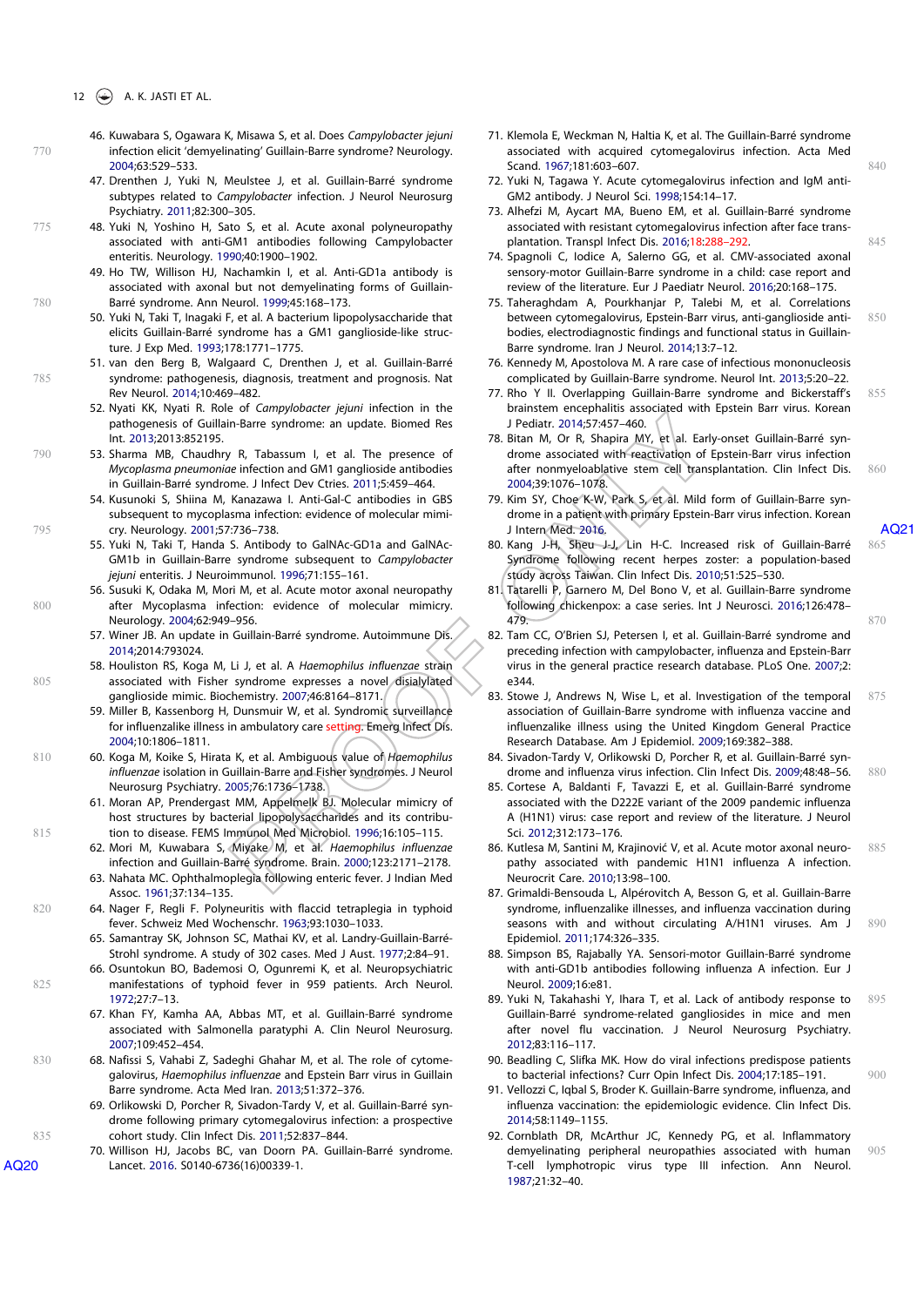46. Kuwabara S, Ogawara K, Misawa S, et al. Does *Campylobacter jejuni* infection elicit 'demyelinating' Guillain-Barre syndrome? Neurology. 2004;63:529–533.
47. Drenthen J, Yuki N, Meulstee J, et al. Guillain-Barré syndrome subtypes related to *Campylobacter* infection. J Neurol Neurosurg Psychiatry. 2011;82:300–305.
48. Yuki N, Yoshino H, Sato S, et al. Acute axonal polyneuropathy associated with anti-GM1 antibodies following Campylobacter enteritis. Neurology. 1990;40:1900–1902.
49. Ho TW, Willison HJ, Nachamkin I, et al. Anti-GD1a antibody is associated with axonal but not demyelinating forms of Guillain-Barré syndrome. Ann Neurol. 1999;45:168–173.
50. Yuki N, Taki T, Inagaki F, et al. A bacterium lipopolysaccharide that elicits Guillain-Barré syndrome has a GM1 ganglioside-like structure. J Exp Med. 1993;178:1771–1775.
51. van den Berg B, Walgaard C, Drenthen J, et al. Guillain-Barré syndrome: pathogenesis, diagnosis, treatment and prognosis. Nat Rev Neurol. 2014;10:469–482.
52. Nyati KK, Nyati R. Role of *Campylobacter jejuni* infection in the pathogenesis of Guillain-Barre syndrome: an update. Biomed Res Int. 2013;2013:852195.
53. Sharma MB, Chaudhry R, Tabassum I, et al. The presence of *Mycoplasma pneumoniae* infection and GM1 ganglioside antibodies in Guillain-Barré syndrome. J Infect Dev Ctries. 2011;5:459–464.
54. Kusunoki S, Shiina M, Kanazawa I. Anti-Gal-C antibodies in GBS subsequent to mycoplasma infection: evidence of molecular mimicry. Neurology. 2001;57:736–738.
55. Yuki N, Taki T, Handa S. Antibody to GalNAc-GD1a and GalNAc-GM1b in Guillain-Barre syndrome subsequent to *Campylobacter jejuni* enteritis. J Neuroimmunol. 1996;71:155–161.
56. Susuki K, Odaka M, Mori M, et al. Acute motor axonal neuropathy after Mycoplasma infection: evidence of molecular mimicry. Neurology. 2004;62:949–956.
57. Winer JB. An update in Guillain-Barré syndrome. Autoimmune Dis. 2014;2014:793024.
58. Houliston RS, Koga M, Li J, et al. A *Haemophilus influenzae* strain associated with Fisher syndrome expresses a novel disialylated ganglioside mimic. Biochemistry. 2007;46:8164–8171.
59. Miller B, Kassenborg H, Dunsmuir W, et al. Syndromic surveillance for influenzalike illness in ambulatory care setting. Emerg Infect Dis. 2004;10:1806–1811.
60. Koga M, Koike S, Hirata K, et al. Ambiguous value of *Haemophilus influenzae* isolation in Guillain-Barre and Fisher syndromes. J Neurol Neurosurg Psychiatry. 2005;76:1736–1738.
61. Moran AP, Prendergast MM, Appelmelk BJ. Molecular mimicry of host structures by bacterial lipopolysaccharides and its contribution to disease. FEMS Immunol Med Microbiol. 1996;16:105–115.
62. Mori M, Kuwabara S, Miyake M, et al. *Haemophilus influenzae* infection and Guillain-Barré syndrome. Brain. 2000;123:2171–2178.
63. Nahata MC. Ophthalmoplegia following enteric fever. J Indian Med Assoc. 1961;37:134–135.
64. Nager F, Regli F. Polyneuritis with flaccid tetraplegia in typhoid fever. Schweiz Med Wochenschr. 1963;93:1030–1033.
65. Samantray SK, Johnson SC, Mathai KV, et al. Landry-Guillain-Barré-Strohl syndrome. A study of 302 cases. Med J Aust. 1977;2:84–91.
66. Osuntokun BO, Bademosi O, Ogunremi K, et al. Neuropsychiatric manifestations of typhoid fever in 959 patients. Arch Neurol. 1972;27:7–13.
67. Khan FY, Kamha AA, Abbas MT, et al. Guillain-Barré syndrome associated with Salmonella paratyphi A. Clin Neurol Neurosurg. 2007;109:452–454.
68. Nafissi S, Vahabi Z, Sadeghi Ghahar M, et al. The role of cytomegalovirus, *Haemophilus influenzae* and Epstein Barr virus in Guillain Barre syndrome. Acta Med Iran. 2013;51:372–376.
69. Orlikowski D, Porcher R, Sivadon-Tardy V, et al. Guillain-Barré syndrome following primary cytomegalovirus infection: a prospective cohort study. Clin Infect Dis. 2011;52:837–844.
70. Willison HJ, Jacobs BC, van Doorn PA. Guillain-Barré syndrome. Lancet. 2016. S0140-6736(16)00339-1.
71. Klemola E, Weckman N, Haltia K, et al. The Guillain-Barré syndrome associated with acquired cytomegalovirus infection. Acta Med Scand. 1967;181:603–607.
72. Yuki N, Tagawa Y. Acute cytomegalovirus infection and IgM anti-GM2 antibody. J Neurol Sci. 1998;154:14–17.
73. Alhefzi M, Aycart MA, Bueno EM, et al. Guillain-Barré syndrome associated with resistant cytomegalovirus infection after face transplantation. Transpl Infect Dis. 2016;18:288–292.
74. Spagnoli C, Iodice A, Salerno GG, et al. CMV-associated axonal sensory-motor Guillain-Barre syndrome in a child: case report and review of the literature. Eur J Paediatr Neurol. 2016;20:168–175.
75. Taheraghdam A, Pourkhanjar P, Talebi M, et al. Correlations between cytomegalovirus, Epstein-Barr virus, anti-ganglioside antibodies, electrodiagnostic findings and functional status in Guillain-Barre syndrome. Iran J Neurol. 2014;13:7–12.
76. Kennedy M, Apostolova M. A rare case of infectious mononucleosis complicated by Guillain-Barre syndrome. Neurol Int. 2013;5:20–22.
77. Rho Y II. Overlapping Guillain-Barre syndrome and Bickerstaff's brainstem encephalitis associated with Epstein Barr virus. Korean J Pediatr. 2014;57:457–460.
78. Bitan M, Or R, Shapira MY, et al. Early-onset Guillain-Barré syndrome associated with reactivation of Epstein-Barr virus infection after nonmyeloablative stem cell transplantation. Clin Infect Dis. 2004;39:1076–1078.
79. Kim SY, Choe K-W, Park S, et al. Mild form of Guillain-Barre syndrome in a patient with primary Epstein-Barr virus infection. Korean J Intern Med. 2016.
80. Kang J-H, Sheu J-J, Lin H-C. Increased risk of Guillain-Barré Syndrome following recent herpes zoster: a population-based study across Taiwan. Clin Infect Dis. 2010;51:525–530.
81. Tatarelli P, Garnero M, Del Bono V, et al. Guillain-Barré syndrome following chickenpox: a case series. Int J Neurosci. 2016;126:478–479.
82. Tam CC, O'Brien SJ, Petersen I, et al. Guillain-Barré syndrome and preceding infection with campylobacter, influenza and Epstein-Barr virus in the general practice research database. PLoS One. 2007;2:e344.
83. Stowe J, Andrews N, Wise L, et al. Investigation of the temporal association of Guillain-Barre syndrome with influenza vaccine and influenzalike illness using the United Kingdom General Practice Research Database. Am J Epidemiol. 2009;169:382–388.
84. Sivadon-Tardy V, Orlikowski D, Porcher R, et al. Guillain-Barré syndrome and influenza virus infection. Clin Infect Dis. 2009;48:48–56.
85. Cortese A, Baldanti F, Tavazzi E, et al. Guillain-Barré syndrome associated with the D222E variant of the 2009 pandemic influenza A (H1N1) virus: case report and review of the literature. J Neurol Sci. 2012;312:173–176.
86. Kutlesa M, Santini M, Krajinović V, et al. Acute motor axonal neuropathy associated with pandemic H1N1 influenza A infection. Neurocrit Care. 2010;13:98–100.
87. Grimaldi-Bensouda L, Alpérovitch A, Besson G, et al. Guillain-Barre syndrome, influenzalike illnesses, and influenza vaccination during seasons with and without circulating A/H1N1 viruses. Am J Epidemiol. 2011;174:326–335.
88. Simpson BS, Rajabally YA. Sensori-motor Guillain-Barré syndrome with anti-GD1b antibodies following influenza A infection. Eur J Neurol. 2009;16:e81.
89. Yuki N, Takahashi Y, Ihara T, et al. Lack of antibody response to Guillain-Barré syndrome-related gangliosides in mice and men after novel flu vaccination. J Neurol Neurosurg Psychiatry. 2012;83:116–117.
90. Beadling C, Slifka MK. How do viral infections predispose patients to bacterial infections? Curr Opin Infect Dis. 2004;17:185–191.
91. Vellozzi C, Iqbal S, Broder K. Guillain-Barre syndrome, influenza, and influenza vaccination: the epidemiologic evidence. Clin Infect Dis. 2014;58:1149–1155.
92. Cornblath DR, McArthur JC, Kennedy PG, et al. Inflammatory demyelinating peripheral neuropathies associated with human T-cell lymphotropic virus type III infection. Ann Neurol. 1987;21:32–40.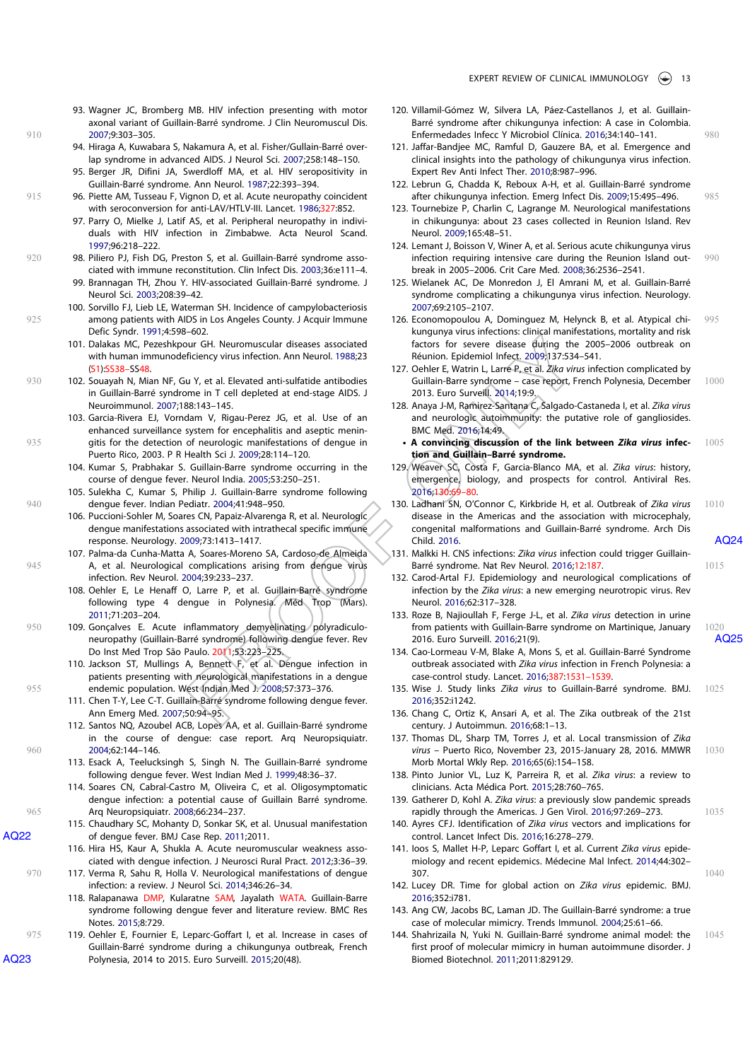93. Wagner JC, Bromberg MB. HIV infection presenting with motor axonal variant of Guillain-Barré syndrome. J Clin Neuromuscul Dis. 2007;9:303–305.
94. Hiraga A, Kuwabara S, Nakamura A, et al. Fisher/Guillain-Barré overlap syndrome in advanced AIDS. J Neurol Sci. 2007;258:148–150.
95. Berger JR, Difini JA, Swerdloff MA, et al. HIV seropositivity in Guillain-Barré syndrome. Ann Neurol. 1987;22:393–394.
96. Piette AM, Tusseau F, Vignon D, et al. Acute neuropathy coincident with seroconversion for anti-LAV/HTLV-III. Lancet. 1986;327:852.
97. Parry O, Mielke J, Latif AS, et al. Peripheral neuropathy in individuals with HIV infection in Zimbabwe. Acta Neurol Scand. 1997;96:218–222.
98. Piliero PJ, Fish DG, Preston S, et al. Guillain-Barré syndrome associated with immune reconstitution. Clin Infect Dis. 2003;36:e111–4.
99. Brannagan TH, Zhou Y. HIV-associated Guillain-Barré syndrome. J Neurol Sci. 2003;208:39–42.
100. Sorvillo FJ, Lieb LE, Waterman SH. Incidence of campylobacteriosis among patients with AIDS in Los Angeles County. J Acquir Immune Defic Syndr. 1991;4:598–602.
101. Dalakas MC, Pezeshkpour GH. Neuromuscular diseases associated with human immunodeficiency virus infection. Ann Neurol. 1988;23 (S1):SS38–SS48.
102. Souayah N, Mian NF, Gu Y, et al. Elevated anti-sulfatide antibodies in Guillain-Barré syndrome in T cell depleted at end-stage AIDS. J Neuroimmunol. 2007;188:143–145.
103. Garcia-Rivera EJ, Vorndam V, Rigau-Perez JG, et al. Use of an enhanced surveillance system for encephalitis and aseptic meningitis for the detection of neurologic manifestations of dengue in Puerto Rico, 2003. P R Health Sci J. 2009;28:114–120.
104. Kumar S, Prabhakar S. Guillain-Barre syndrome occurring in the course of dengue fever. Neurol India. 2005;53:250–251.
105. Sulekha C, Kumar S, Philip J. Guillain-Barre syndrome following dengue fever. Indian Pediatr. 2004;41:948–950.
106. Puccioni-Sohler M, Soares CN, Papaiz-Alvarenga R, et al. Neurologic dengue manifestations associated with intrathecal specific immune response. Neurology. 2009;73:1413–1417.
107. Palma-da Cunha-Matta A, Soares-Moreno SA, Cardoso-de Almeida A, et al. Neurological complications arising from dengue virus infection. Rev Neurol. 2004;39:233–237.
108. Oehler E, Le Henaff O, Larre P, et al. Guillain-Barré syndrome following type 4 dengue in Polynesia. Méd Trop (Mars). 2011;71:203–204.
109. Gonçalves E. Acute inflammatory demyelinating polyradiculoneuropathy (Guillain-Barré syndrome) following dengue fever. Rev Do Inst Med Trop São Paulo. 2011;53:223–225.
110. Jackson ST, Mullings A, Bennett F, et al. Dengue infection in patients presenting with neurological manifestations in a dengue endemic population. West Indian Med J. 2008;57:373–376.
111. Chen T-Y, Lee C-T. Guillain-Barré syndrome following dengue fever. Ann Emerg Med. 2007;50:94–95.
112. Santos NQ, Azoubel ACB, Lopes AA, et al. Guillain-Barré syndrome in the course of dengue: case report. Arq Neuropsiquiatr. 2004;62:144–146.
113. Esack A, Teelucksingh S, Singh N. The Guillain-Barré syndrome following dengue fever. West Indian Med J. 1999;48:36–37.
114. Soares CN, Cabral-Castro M, Oliveira C, et al. Oligosymptomatic dengue infection: a potential cause of Guillain Barré syndrome. Arq Neuropsiquiatr. 2008;66:234–237.
115. Chaudhary SC, Mohanty D, Sonkar SK, et al. Unusual manifestation of dengue fever. BMJ Case Rep. 2011;2011.
116. Hira HS, Kaur A, Shukla A. Acute neuromuscular weakness associated with dengue infection. J Neurosci Rural Pract. 2012;3:36–39.
117. Verma R, Sahu R, Holla V. Neurological manifestations of dengue infection: a review. J Neurol Sci. 2014;346:26–34.
118. Ralapanawa DMP, Kularatne SAM, Jayalath WATA. Guillain-Barre syndrome following dengue fever and literature review. BMC Res Notes. 2015;8:729.
119. Oehler E, Fournier E, Leparc-Goffart I, et al. Increase in cases of Guillain-Barré syndrome during a chikungunya outbreak, French Polynesia, 2014 to 2015. Euro Surveill. 2015;20(48).
120. Villamil-Gómez W, Silvera LA, Páez-Castellanos J, et al. Guillain-Barré syndrome after chikungunya infection: A case in Colombia. Enfermedades Infecc Y Microbiol Clínica. 2016;34:140–141.
121. Jaffar-Bandjee MC, Ramful D, Gauzere BA, et al. Emergence and clinical insights into the pathology of chikungunya virus infection. Expert Rev Anti Infect Ther. 2010;8:987–996.
122. Lebrun G, Chadda K, Reboux A-H, et al. Guillain-Barré syndrome after chikungunya infection. Emerg Infect Dis. 2009;15:495–496.
123. Tournebize P, Charlin C, Lagrange M. Neurological manifestations in chikungunya: about 23 cases collected in Reunion Island. Rev Neurol. 2009;165:48–51.
124. Lemant J, Boisson V, Winer A, et al. Serious acute chikungunya virus infection requiring intensive care during the Reunion Island outbreak in 2005–2006. Crit Care Med. 2008;36:2536–2541.
125. Wielanek AC, De Monredon J, El Amrani M, et al. Guillain-Barré syndrome complicating a chikungunya virus infection. Neurology. 2007;69:2105–2107.
126. Economopoulou A, Dominguez M, Helynck B, et al. Atypical chikungunya virus infections: clinical manifestations, mortality and risk factors for severe disease during the 2005–2006 outbreak on Réunion. Epidemiol Infect. 2009;137:534–541.
127. Oehler E, Watrin L, Larre P, et al. *Zika virus* infection complicated by Guillain-Barre syndrome – case report, French Polynesia, December 2013. Euro Surveill. 2014;19:9.
128. Anaya J-M, Ramirez-Santana C, Salgado-Castaneda I, et al. *Zika virus* and neurologic autoimmunity: the putative role of gangliosides. BMC Med. 2016;14:49.
   - **A convincing discussion of the link between *Zika virus* infection and Guillain–Barré syndrome.**
129. Weaver SC, Costa F, Garcia-Blanco MA, et al. *Zika virus*: history, emergence, biology, and prospects for control. Antiviral Res. 2016;130:69–80.
130. Ladhani SN, O'Connor C, Kirkbride H, et al. Outbreak of *Zika virus* disease in the Americas and the association with microcephaly, congenital malformations and Guillain-Barré syndrome. Arch Dis Child. 2016.
131. Malkki H. CNS infections: *Zika virus* infection could trigger Guillain-Barré syndrome. Nat Rev Neurol. 2016;12:187.
132. Carod-Artal FJ. Epidemiology and neurological complications of infection by the *Zika virus*: a new emerging neurotropic virus. Rev Neurol. 2016;62:317–328.
133. Roze B, Najioullah F, Ferge J-L, et al. *Zika virus* detection in urine from patients with Guillain-Barre syndrome on Martinique, January 2016. Euro Surveill. 2016;21(9).
134. Cao-Lormeau V-M, Blake A, Mons S, et al. Guillain-Barré Syndrome outbreak associated with *Zika virus* infection in French Polynesia: a case-control study. Lancet. 2016;387:1531–1539.
135. Wise J. Study links *Zika virus* to Guillain-Barré syndrome. BMJ. 2016;352:i1242.
136. Chang C, Ortiz K, Ansari A, et al. The Zika outbreak of the 21st century. J Autoimmun. 2016;68:1–13.
137. Thomas DL, Sharp TM, Torres J, et al. Local transmission of *Zika virus* – Puerto Rico, November 23, 2015-January 28, 2016. MMWR Morb Mortal Wkly Rep. 2016;65(6):154–158.
138. Pinto Junior VL, Luz K, Parreira R, et al. *Zika virus*: a review to clinicians. Acta Médica Port. 2015;28:760–765.
139. Gatherer D, Kohl A. *Zika virus*: a previously slow pandemic spreads rapidly through the Americas. J Gen Virol. 2016;97:269–273.
140. Ayres CFJ. Identification of *Zika virus* vectors and implications for control. Lancet Infect Dis. 2016;16:278–279.
141. Ioos S, Mallet H-P, Leparc Goffart I, et al. Current *Zika virus* epidemiology and recent epidemics. Médecine Mal Infect. 2014;44:302–307.
142. Lucey DR. Time for global action on *Zika virus* epidemic. BMJ. 2016;352:i781.
143. Ang CW, Jacobs BC, Laman JD. The Guillain-Barré syndrome: a true case of molecular mimicry. Trends Immunol. 2004;25:61–66.
144. Shahrizaila N, Yuki N. Guillain-Barré syndrome animal model: the first proof of molecular mimicry in human autoimmune disorder. J Biomed Biotechnol. 2011;2011:829129.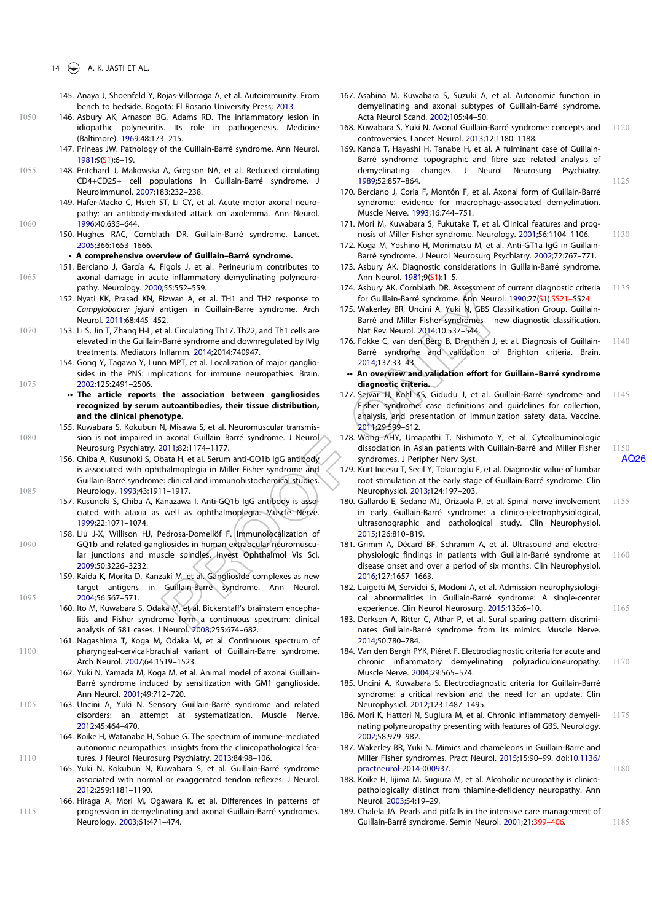145. Anaya J, Shoenfeld Y, Rojas-Villarraga A, et al. Autoimmunity. From bench to bedside. Bogotá: El Rosario University Press; 2013.

146. Asbury AK, Arnason BG, Adams RD. The inflammatory lesion in idiopathic polyneuritis. Its role in pathogenesis. Medicine (Baltimore). 1969;48:173–215.

147. Prineas JW. Pathology of the Guillain-Barré syndrome. Ann Neurol. 1981;9(S1):6–19.

148. Pritchard J, Makowska A, Gregson NA, et al. Reduced circulating CD4+CD25+ cell populations in Guillain-Barré syndrome. J Neuroimmunol. 2007;183:232–238.

149. Hafer-Macko C, Hsieh ST, Li CY, et al. Acute motor axonal neuropathy: an antibody-mediated attack on axolemma. Ann Neurol. 1996;40:635–644.

150. Hughes RAC, Cornblath DR. Guillain-Barré syndrome. Lancet. 2005;366:1653–1666.
   - **A comprehensive overview of Guillain–Barré syndrome.**

151. Berciano J, García A, Figols J, et al. Perineurium contributes to axonal damage in acute inflammatory demyelinating polyneuropathy. Neurology. 2000;55:552–559.

152. Nyati KK, Prasad KN, Rizwan A, et al. TH1 and TH2 response to *Campylobacter jejuni* antigen in Guillain-Barre syndrome. Arch Neurol. 2011;68:445–452.

153. Li S, Jin T, Zhang H-L, et al. Circulating Th17, Th22, and Th1 cells are elevated in the Guillain-Barré syndrome and downregulated by IVIg treatments. Mediators Inflamm. 2014;2014:740947.

154. Gong Y, Tagawa Y, Lunn MPT, et al. Localization of major gangliosides in the PNS: implications for immune neuropathies. Brain. 2002;125:2491–2506.
   - •• **The article reports the association between gangliosides recognized by serum autoantibodies, their tissue distribution, and the clinical phenotype.**

155. Kuwabara S, Kokubun N, Misawa S, et al. Neuromuscular transmission is not impaired in axonal Guillain–Barré syndrome. J Neurol Neurosurg Psychiatry. 2011;82:1174–1177.

156. Chiba A, Kusunoki S, Obata H, et al. Serum anti-GQ1b IgG antibody is associated with ophthalmoplegia in Miller Fisher syndrome and Guillain-Barré syndrome: clinical and immunohistochemical studies. Neurology. 1993;43:1911–1917.

157. Kusunoki S, Chiba A, Kanazawa I. Anti-GQ1b IgG antibody is associated with ataxia as well as ophthalmoplegia. Muscle Nerve. 1999;22:1071–1074.

158. Liu J-X, Willison HJ, Pedrosa-Domellöf F. Immunolocalization of GQ1b and related gangliosides in human extraocular neuromuscular junctions and muscle spindles. Invest Ophthalmol Vis Sci. 2009;50:3226–3232.

159. Kaida K, Morita D, Kanzaki M, et al. Ganglioside complexes as new target antigens in Guillain-Barré syndrome. Ann Neurol. 2004;56:567–571.

160. Ito M, Kuwabara S, Odaka M, et al. Bickerstaff's brainstem encephalitis and Fisher syndrome form a continuous spectrum: clinical analysis of 581 cases. J Neurol. 2008;255:674–682.

161. Nagashima T, Koga M, Odaka M, et al. Continuous spectrum of pharyngeal-cervical-brachial variant of Guillain-Barre syndrome. Arch Neurol. 2007;64:1519–1523.

162. Yuki N, Yamada M, Koga M, et al. Animal model of axonal Guillain-Barré syndrome induced by sensitization with GM1 ganglioside. Ann Neurol. 2001;49:712–720.

163. Uncini A, Yuki N. Sensory Guillain-Barré syndrome and related disorders: an attempt at systematization. Muscle Nerve. 2012;45:464–470.

164. Koike H, Watanabe H, Sobue G. The spectrum of immune-mediated autonomic neuropathies: insights from the clinicopathological features. J Neurol Neurosurg Psychiatry. 2013;84:98–106.

165. Yuki N, Kokubun N, Kuwabara S, et al. Guillain-Barré syndrome associated with normal or exaggerated tendon reflexes. J Neurol. 2012;259:1181–1190.

166. Hiraga A, Mori M, Ogawara K, et al. Differences in patterns of progression in demyelinating and axonal Guillain-Barré syndromes. Neurology. 2003;61:471–474.

167. Asahina M, Kuwabara S, Suzuki A, et al. Autonomic function in demyelinating and axonal subtypes of Guillain-Barré syndrome. Acta Neurol Scand. 2002;105:44–50.

168. Kuwabara S, Yuki N. Axonal Guillain-Barré syndrome: concepts and controversies. Lancet Neurol. 2013;12:1180–1188.

169. Kanda T, Hayashi H, Tanabe H, et al. A fulminant case of Guillain-Barré syndrome: topographic and fibre size related analysis of demyelinating changes. J Neurol Neurosurg Psychiatry. 1989;52:857–864.

170. Berciano J, Coria F, Montón F, et al. Axonal form of Guillain-Barré syndrome: evidence for macrophage-associated demyelination. Muscle Nerve. 1993;16:744–751.

171. Mori M, Kuwabara S, Fukutake T, et al. Clinical features and prognosis of Miller Fisher syndrome. Neurology. 2001;56:1104–1106.

172. Koga M, Yoshino H, Morimatsu M, et al. Anti-GT1a IgG in Guillain-Barré syndrome. J Neurol Neurosurg Psychiatry. 2002;72:767–771.

173. Asbury AK. Diagnostic considerations in Guillain-Barré syndrome. Ann Neurol. 1981;9(S1):1–5.

174. Asbury AK, Cornblath DR. Assessment of current diagnostic criteria for Guillain-Barré syndrome. Ann Neurol. 1990;27(S1):SS21–SS24.

175. Wakerley BR, Uncini A, Yuki N, GBS Classification Group. Guillain-Barré and Miller Fisher syndromes – new diagnostic classification. Nat Rev Neurol. 2014;10:537–544.

176. Fokke C, van den Berg B, Drenthen J, et al. Diagnosis of Guillain-Barré syndrome and validation of Brighton criteria. Brain. 2014;137:33–43.
   - •• **An overview and validation effort for Guillain–Barré syndrome diagnostic criteria.**

177. Sejvar JJ, Kohl KS, Gidudu J, et al. Guillain-Barré syndrome and Fisher syndrome: case definitions and guidelines for collection, analysis, and presentation of immunization safety data. Vaccine. 2011;29:599–612.

178. Wong AHY, Umapathi T, Nishimoto Y, et al. Cytoalbuminologic dissociation in Asian patients with Guillain-Barré and Miller Fisher syndromes. J Peripher Nerv Syst.

179. Kurt Incesu T, Secil Y, Tokucoglu F, et al. Diagnostic value of lumbar root stimulation at the early stage of Guillain-Barré syndrome. Clin Neurophysiol. 2013;124:197–203.

180. Gallardo E, Sedano MJ, Orizaola P, et al. Spinal nerve involvement in early Guillain-Barré syndrome: a clinico-electrophysiological, ultrasonographic and pathological study. Clin Neurophysiol. 2015;126:810–819.

181. Grimm A, Décard BF, Schramm A, et al. Ultrasound and electrophysiologic findings in patients with Guillain-Barré syndrome at disease onset and over a period of six months. Clin Neurophysiol. 2016;127:1657–1663.

182. Luigetti M, Servidei S, Modoni A, et al. Admission neurophysiological abnormalities in Guillain-Barré syndrome: A single-center experience. Clin Neurol Neurosurg. 2015;135:6–10.

183. Derksen A, Ritter C, Athar P, et al. Sural sparing pattern discriminates Guillain-Barré syndrome from its mimics. Muscle Nerve. 2014;50:780–784.

184. Van den Bergh PYK, Piéret F. Electrodiagnostic criteria for acute and chronic inflammatory demyelinating polyradiculoneuropathy. Muscle Nerve. 2004;29:565–574.

185. Uncini A, Kuwabara S. Electrodiagnostic criteria for Guillain-Barrè syndrome: a critical revision and the need for an update. Clin Neurophysiol. 2012;123:1487–1495.

186. Mori K, Hattori N, Sugiura M, et al. Chronic inflammatory demyelinating polyneuropathy presenting with features of GBS. Neurology. 2002;58:979–982.

187. Wakerley BR, Yuki N. Mimics and chameleons in Guillain-Barre and Miller Fisher syndromes. Pract Neurol. 2015;15:90–99. doi:10.1136/practneurol-2014-000937.

188. Koike H, Iijima M, Sugiura M, et al. Alcoholic neuropathy is clinicopathologically distinct from thiamine-deficiency neuropathy. Ann Neurol. 2003;54:19–29.

189. Chalela JA. Pearls and pitfalls in the intensive care management of Guillain-Barré syndrome. Semin Neurol. 2001;21:399–406.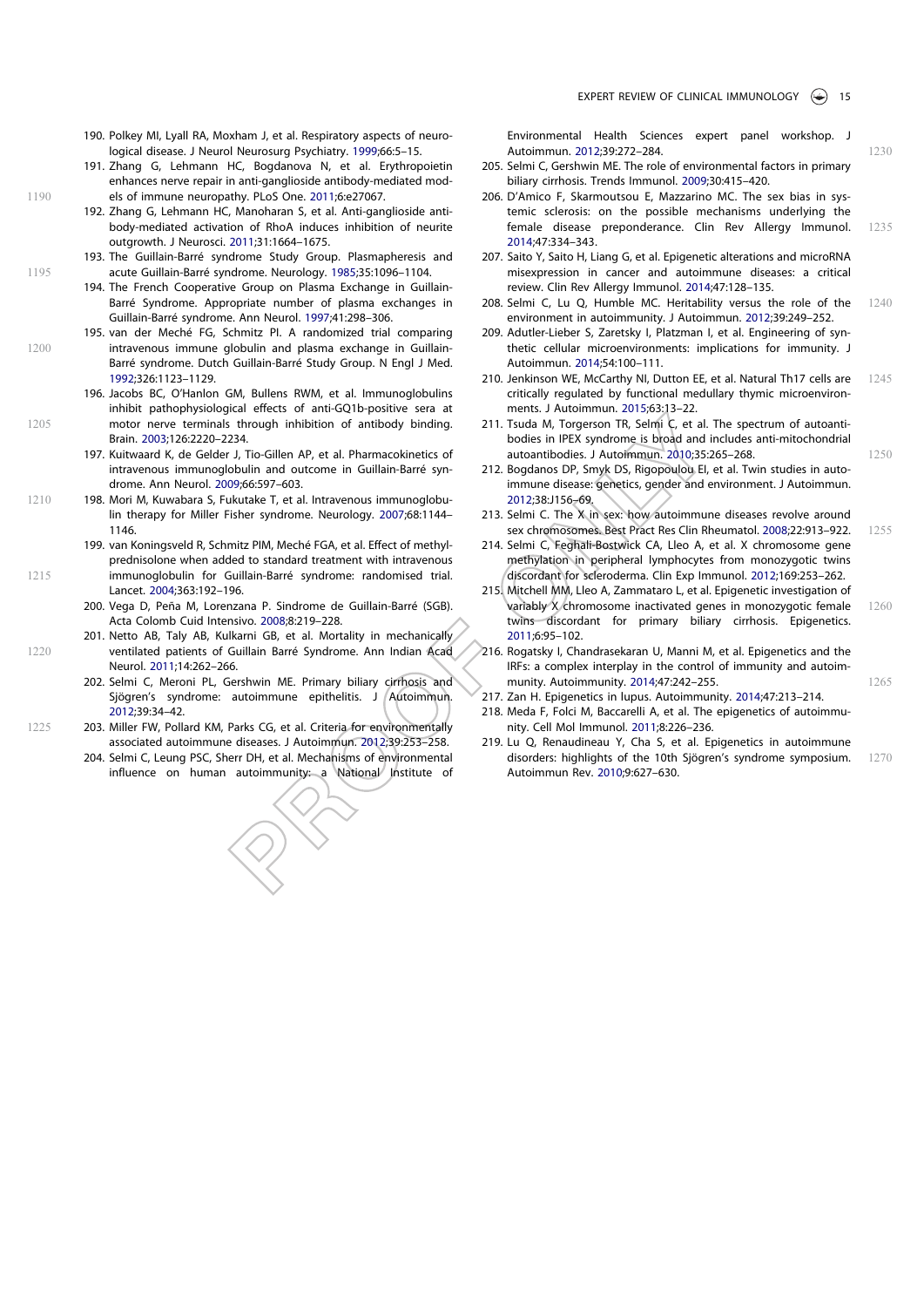190. Polkey MI, Lyall RA, Moxham J, et al. Respiratory aspects of neurological disease. J Neurol Neurosurg Psychiatry. 1999;66:5–15.
191. Zhang G, Lehmann HC, Bogdanova N, et al. Erythropoietin enhances nerve repair in anti-ganglioside antibody-mediated models of immune neuropathy. PLoS One. 2011;6:e27067.
192. Zhang G, Lehmann HC, Manoharan S, et al. Anti-ganglioside antibody-mediated activation of RhoA induces inhibition of neurite outgrowth. J Neurosci. 2011;31:1664–1675.
193. The Guillain-Barré syndrome Study Group. Plasmapheresis and acute Guillain-Barré syndrome. Neurology. 1985;35:1096–1104.
194. The French Cooperative Group on Plasma Exchange in Guillain-Barré Syndrome. Appropriate number of plasma exchanges in Guillain-Barré syndrome. Ann Neurol. 1997;41:298–306.
195. van der Meché FG, Schmitz PI. A randomized trial comparing intravenous immune globulin and plasma exchange in Guillain-Barré syndrome. Dutch Guillain-Barré Study Group. N Engl J Med. 1992;326:1123–1129.
196. Jacobs BC, O'Hanlon GM, Bullens RWM, et al. Immunoglobulins inhibit pathophysiological effects of anti-GQ1b-positive sera at motor nerve terminals through inhibition of antibody binding. Brain. 2003;126:2220–2234.
197. Kuitwaard K, de Gelder J, Tio-Gillen AP, et al. Pharmacokinetics of intravenous immunoglobulin and outcome in Guillain-Barré syndrome. Ann Neurol. 2009;66:597–603.
198. Mori M, Kuwabara S, Fukutake T, et al. Intravenous immunoglobulin therapy for Miller Fisher syndrome. Neurology. 2007;68:1144–1146.
199. van Koningsveld R, Schmitz PIM, Meché FGA, et al. Effect of methylprednisolone when added to standard treatment with intravenous immunoglobulin for Guillain-Barré syndrome: randomised trial. Lancet. 2004;363:192–196.
200. Vega D, Peña M, Lorenzana P. Sindrome de Guillain-Barré (SGB). Acta Colomb Cuid Intensivo. 2008;8:219–228.
201. Netto AB, Taly AB, Kulkarni GB, et al. Mortality in mechanically ventilated patients of Guillain Barré Syndrome. Ann Indian Acad Neurol. 2011;14:262–266.
202. Selmi C, Meroni PL, Gershwin ME. Primary biliary cirrhosis and Sjögren's syndrome: autoimmune epithelitis. J Autoimmun. 2012;39:34–42.
203. Miller FW, Pollard KM, Parks CG, et al. Criteria for environmentally associated autoimmune diseases. J Autoimmun. 2012;39:253–258.
204. Selmi C, Leung PSC, Sherr DH, et al. Mechanisms of environmental influence on human autoimmunity: a National Institute of Environmental Health Sciences expert panel workshop. J Autoimmun. 2012;39:272–284.
205. Selmi C, Gershwin ME. The role of environmental factors in primary biliary cirrhosis. Trends Immunol. 2009;30:415–420.
206. D'Amico F, Skarmoutsou E, Mazzarino MC. The sex bias in systemic sclerosis: on the possible mechanisms underlying the female disease preponderance. Clin Rev Allergy Immunol. 2014;47:334–343.
207. Saito Y, Saito H, Liang G, et al. Epigenetic alterations and microRNA misexpression in cancer and autoimmune diseases: a critical review. Clin Rev Allergy Immunol. 2014;47:128–135.
208. Selmi C, Lu Q, Humble MC. Heritability versus the role of the environment in autoimmunity. J Autoimmun. 2012;39:249–252.
209. Adutler-Lieber S, Zaretsky I, Platzman I, et al. Engineering of synthetic cellular microenvironments: implications for immunity. J Autoimmun. 2014;54:100–111.
210. Jenkinson WE, McCarthy NI, Dutton EE, et al. Natural Th17 cells are critically regulated by functional medullary thymic microenvironments. J Autoimmun. 2015;63:13–22.
211. Tsuda M, Torgerson TR, Selmi C, et al. The spectrum of autoantibodies in IPEX syndrome is broad and includes anti-mitochondrial autoantibodies. J Autoimmun. 2010;35:265–268.
212. Bogdanos DP, Smyk DS, Rigopoulou EI, et al. Twin studies in autoimmune disease: genetics, gender and environment. J Autoimmun. 2012;38:J156–69.
213. Selmi C. The X in sex: how autoimmune diseases revolve around sex chromosomes. Best Pract Res Clin Rheumatol. 2008;22:913–922.
214. Selmi C, Feghali-Bostwick CA, Lleo A, et al. X chromosome gene methylation in peripheral lymphocytes from monozygotic twins discordant for scleroderma. Clin Exp Immunol. 2012;169:253–262.
215. Mitchell MM, Lleo A, Zammataro L, et al. Epigenetic investigation of variably X chromosome inactivated genes in monozygotic female twins discordant for primary biliary cirrhosis. Epigenetics. 2011;6:95–102.
216. Rogatsky I, Chandrasekaran U, Manni M, et al. Epigenetics and the IRFs: a complex interplay in the control of immunity and autoimmunity. Autoimmunity. 2014;47:242–255.
217. Zan H. Epigenetics in lupus. Autoimmunity. 2014;47:213–214.
218. Meda F, Folci M, Baccarelli A, et al. The epigenetics of autoimmunity. Cell Mol Immunol. 2011;8:226–236.
219. Lu Q, Renaudineau Y, Cha S, et al. Epigenetics in autoimmune disorders: highlights of the 10th Sjögren's syndrome symposium. Autoimmun Rev. 2010;9:627–630.